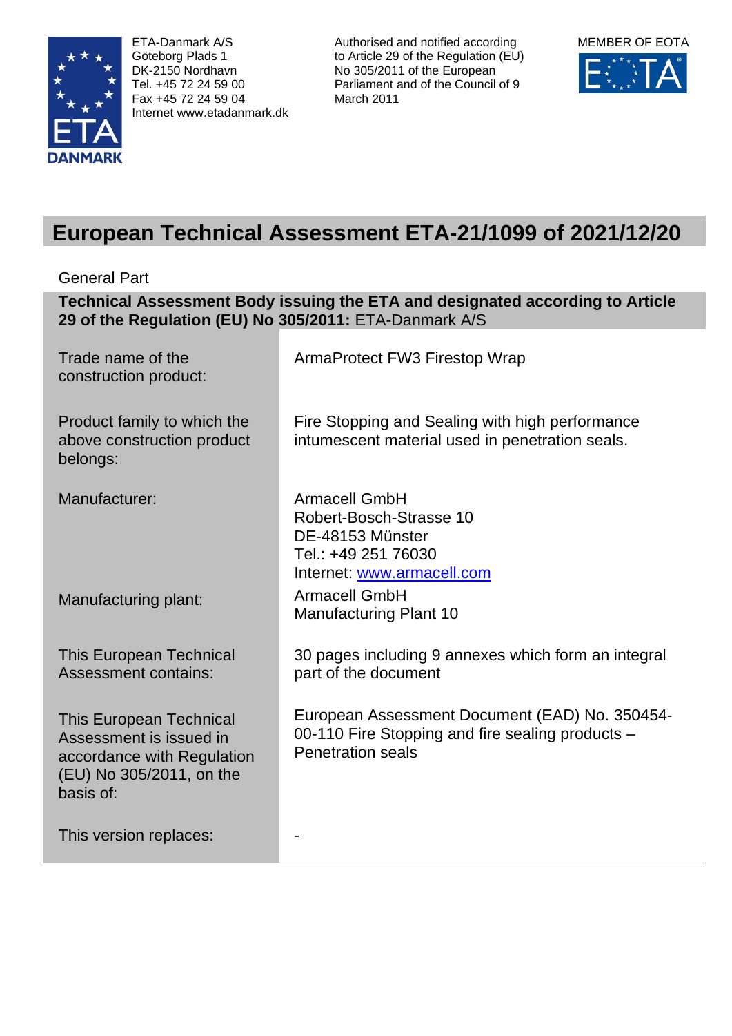ETA-Danmark A/S
Göteborg Plads 1
DK-2150 Nordhavn
Tel. +45 72 24 59 00
Fax +45 72 24 59 04
Internet www.etadanmark.dk

Authorised and notified according to Article 29 of the Regulation (EU) No 305/2011 of the European Parliament and of the Council of 9 March 2011

MEMBER OF EOTA

# European Technical Assessment ETA-21/1099 of 2021/12/20

General Part

| **Technical Assessment Body issuing the ETA and designated according to Article 29 of the Regulation (EU) No 305/2011:** ETA-Danmark A/S | |
|---|---|
| Trade name of the construction product: | ArmaProtect FW3 Firestop Wrap |
| Product family to which the above construction product belongs: | Fire Stopping and Sealing with high performance intumescent material used in penetration seals. |
| Manufacturer: | Armacell GmbH<br>Robert-Bosch-Strasse 10<br>DE-48153 Münster<br>Tel.: +49 251 76030<br>Internet: www.armacell.com |
| Manufacturing plant: | Armacell GmbH<br>Manufacturing Plant 10 |
| This European Technical Assessment contains: | 30 pages including 9 annexes which form an integral part of the document |
| This European Technical Assessment is issued in accordance with Regulation (EU) No 305/2011, on the basis of: | European Assessment Document (EAD) No. 350454-00-110 Fire Stopping and fire sealing products – Penetration seals |
| This version replaces: | - |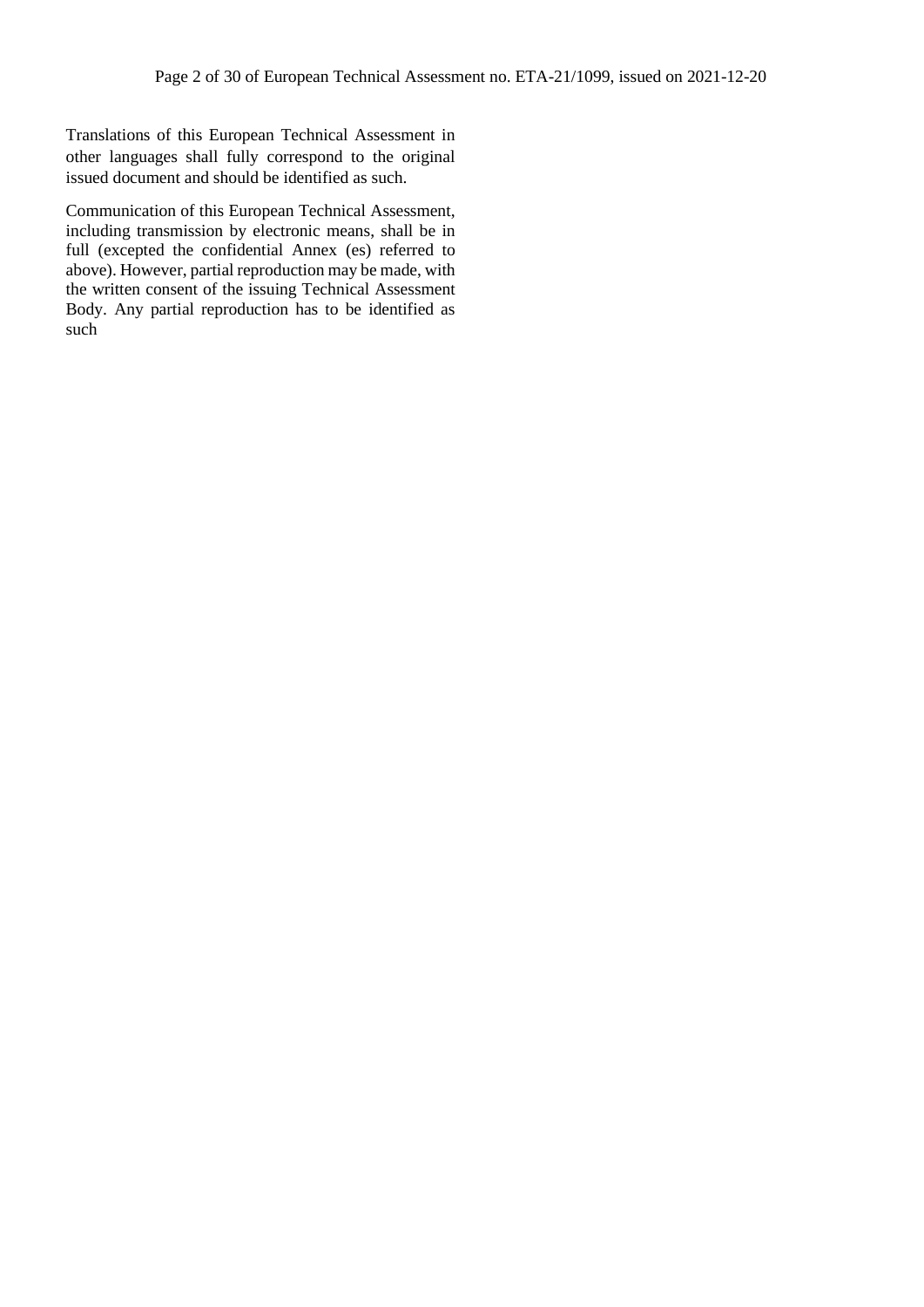Translations of this European Technical Assessment in other languages shall fully correspond to the original issued document and should be identified as such.

Communication of this European Technical Assessment, including transmission by electronic means, shall be in full (excepted the confidential Annex (es) referred to above). However, partial reproduction may be made, with the written consent of the issuing Technical Assessment Body. Any partial reproduction has to be identified as such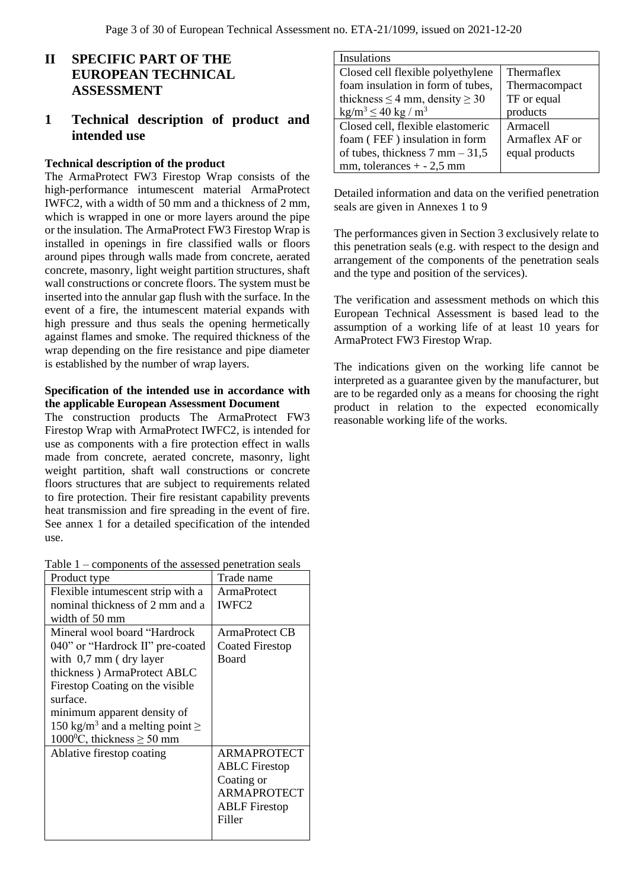# II SPECIFIC PART OF THE EUROPEAN TECHNICAL ASSESSMENT

## 1 Technical description of product and intended use

**Technical description of the product**

The ArmaProtect FW3 Firestop Wrap consists of the high-performance intumescent material ArmaProtect IWFC2, with a width of 50 mm and a thickness of 2 mm, which is wrapped in one or more layers around the pipe or the insulation. The ArmaProtect FW3 Firestop Wrap is installed in openings in fire classified walls or floors around pipes through walls made from concrete, aerated concrete, masonry, light weight partition structures, shaft wall constructions or concrete floors. The system must be inserted into the annular gap flush with the surface. In the event of a fire, the intumescent material expands with high pressure and thus seals the opening hermetically against flames and smoke. The required thickness of the wrap depending on the fire resistance and pipe diameter is established by the number of wrap layers.

**Specification of the intended use in accordance with the applicable European Assessment Document**

The construction products The ArmaProtect FW3 Firestop Wrap with ArmaProtect IWFC2, is intended for use as components with a fire protection effect in walls made from concrete, aerated concrete, masonry, light weight partition, shaft wall constructions or concrete floors structures that are subject to requirements related to fire protection. Their fire resistant capability prevents heat transmission and fire spreading in the event of fire. See annex 1 for a detailed specification of the intended use.

Table 1 – components of the assessed penetration seals

| Product type | Trade name |
|---|---|
| Flexible intumescent strip with a nominal thickness of 2 mm and a width of 50 mm | ArmaProtect IWFC2 |
| Mineral wool board "Hardrock 040" or "Hardrock II" pre-coated with 0,7 mm ( dry layer thickness ) ArmaProtect ABLC Firestop Coating on the visible surface. minimum apparent density of 150 kg/m$^3$ and a melting point ≥ 1000$^0$C, thickness ≥ 50 mm | ArmaProtect CB Coated Firestop Board |
| Ablative firestop coating | ARMAPROTECT ABLC Firestop Coating or ARMAPROTECT ABLF Firestop Filler |
| **Insulations** | |
| Closed cell flexible polyethylene foam insulation in form of tubes, thickness ≤ 4 mm, density ≥ 30 kg/m$^3$ ≤ 40 kg / m$^3$ | Thermaflex Thermacompact TF or equal products |
| Closed cell, flexible elastomeric foam ( FEF ) insulation in form of tubes, thickness 7 mm – 31,5 mm, tolerances + - 2,5 mm | Armacell Armaflex AF or equal products |

Detailed information and data on the verified penetration seals are given in Annexes 1 to 9

The performances given in Section 3 exclusively relate to this penetration seals (e.g. with respect to the design and arrangement of the components of the penetration seals and the type and position of the services).

The verification and assessment methods on which this European Technical Assessment is based lead to the assumption of a working life of at least 10 years for ArmaProtect FW3 Firestop Wrap.

The indications given on the working life cannot be interpreted as a guarantee given by the manufacturer, but are to be regarded only as a means for choosing the right product in relation to the expected economically reasonable working life of the works.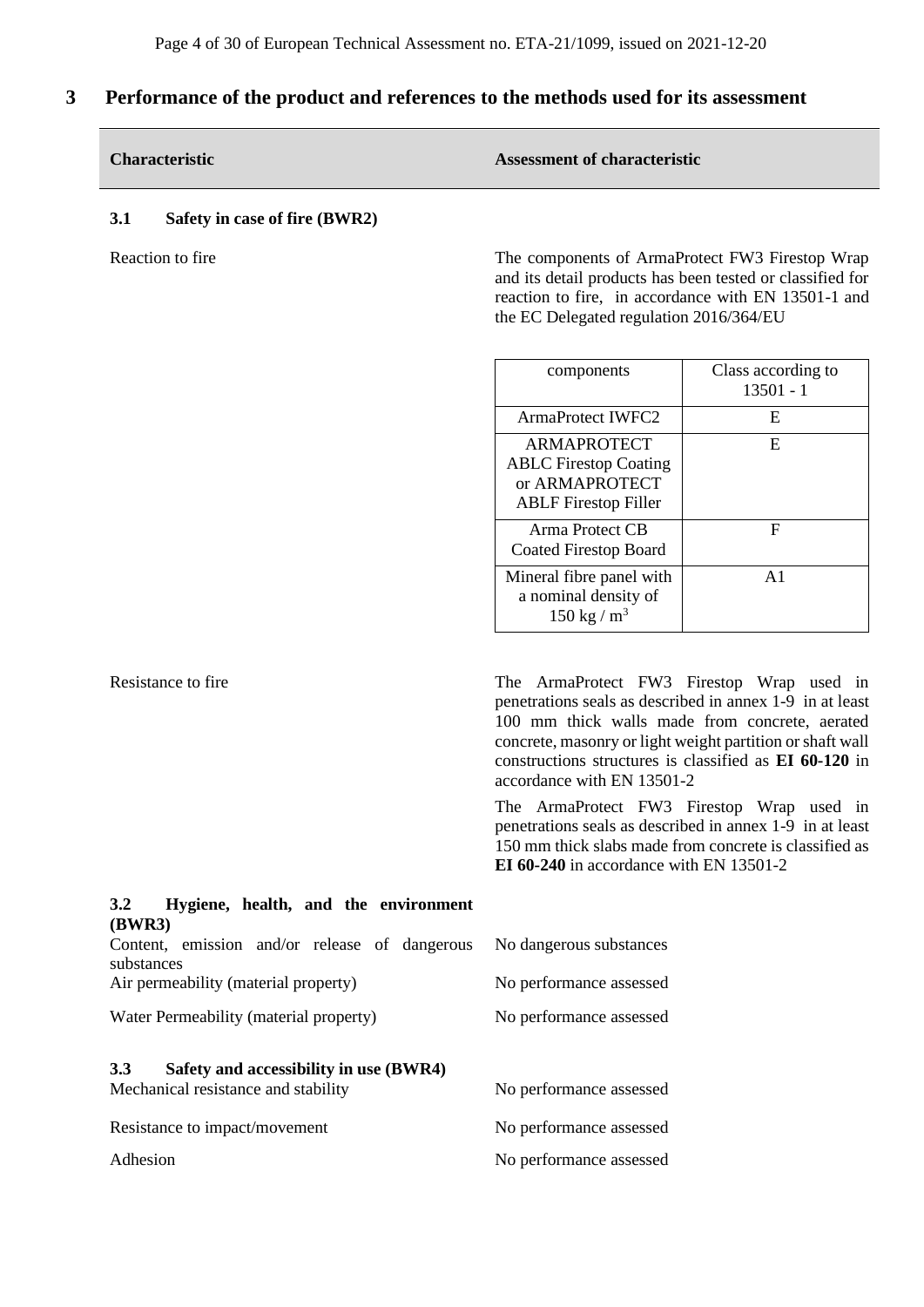# 3 Performance of the product and references to the methods used for its assessment

| Characteristic | Assessment of characteristic |
|---|---|

### 3.1 Safety in case of fire (BWR2)

**Reaction to fire**

The components of ArmaProtect FW3 Firestop Wrap and its detail products has been tested or classified for reaction to fire, in accordance with EN 13501-1 and the EC Delegated regulation 2016/364/EU

| components | Class according to 13501 - 1 |
|---|---|
| ArmaProtect IWFC2 | E |
| ARMAPROTECT ABLC Firestop Coating or ARMAPROTECT ABLF Firestop Filler | E |
| Arma Protect CB Coated Firestop Board | F |
| Mineral fibre panel with a nominal density of 150 kg / $m^3$ | A1 |

**Resistance to fire**

The ArmaProtect FW3 Firestop Wrap used in penetrations seals as described in annex 1-9 in at least 100 mm thick walls made from concrete, aerated concrete, masonry or light weight partition or shaft wall constructions structures is classified as **EI 60-120** in accordance with EN 13501-2

The ArmaProtect FW3 Firestop Wrap used in penetrations seals as described in annex 1-9 in at least 150 mm thick slabs made from concrete is classified as **EI 60-240** in accordance with EN 13501-2

### 3.2 Hygiene, health, and the environment (BWR3)

| Characteristic | Assessment of characteristic |
|---|---|
| Content, emission and/or release of dangerous substances | No dangerous substances |
| Air permeability (material property) | No performance assessed |
| Water Permeability (material property) | No performance assessed |

### 3.3 Safety and accessibility in use (BWR4)

| Characteristic | Assessment of characteristic |
|---|---|
| Mechanical resistance and stability | No performance assessed |
| Resistance to impact/movement | No performance assessed |
| Adhesion | No performance assessed |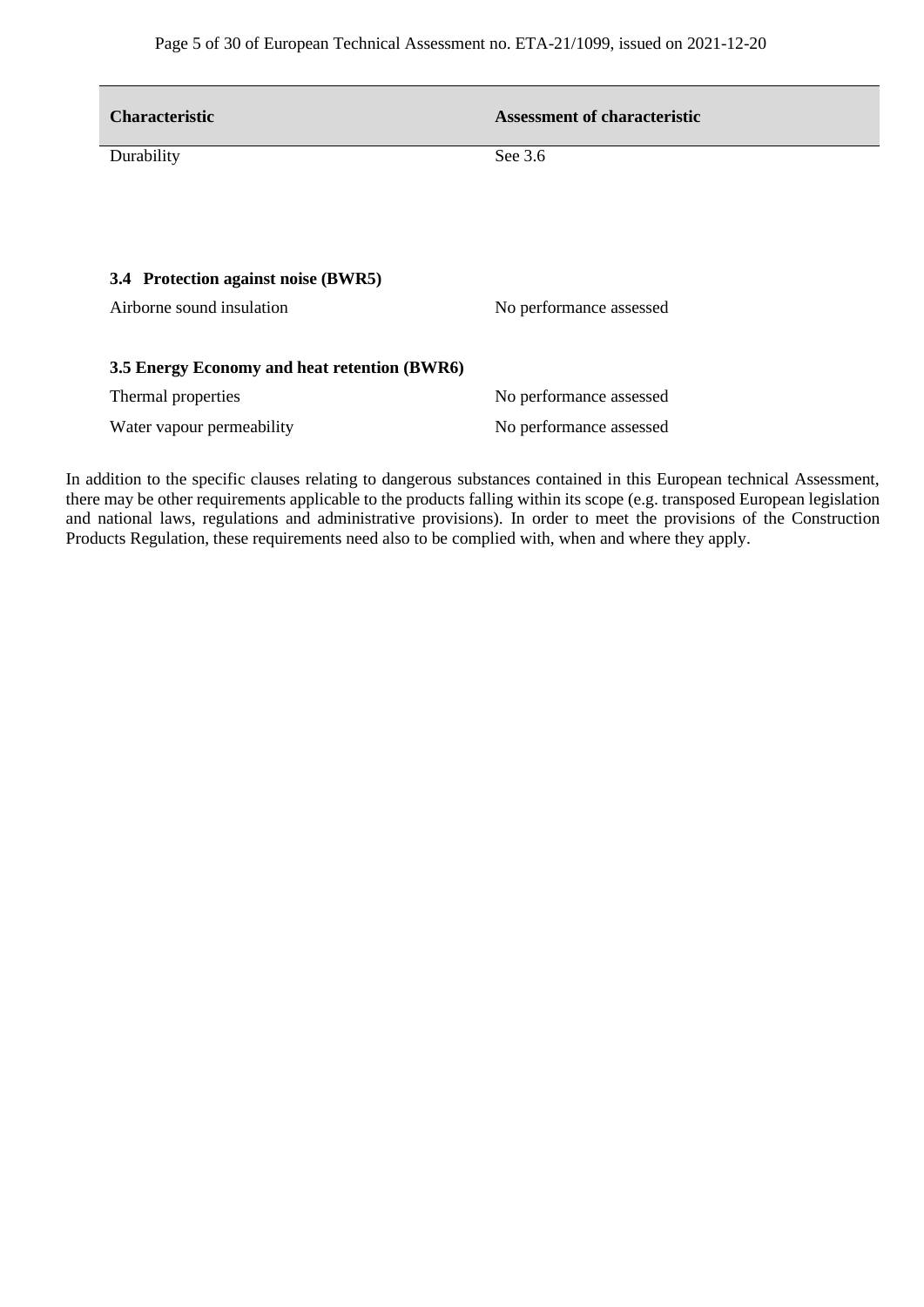| Characteristic | Assessment of characteristic |
| --- | --- |
| Durability | See 3.6 |

### 3.4 Protection against noise (BWR5)

| | |
| --- | --- |
| Airborne sound insulation | No performance assessed |

### 3.5 Energy Economy and heat retention (BWR6)

| | |
| --- | --- |
| Thermal properties | No performance assessed |
| Water vapour permeability | No performance assessed |

In addition to the specific clauses relating to dangerous substances contained in this European technical Assessment, there may be other requirements applicable to the products falling within its scope (e.g. transposed European legislation and national laws, regulations and administrative provisions). In order to meet the provisions of the Construction Products Regulation, these requirements need also to be complied with, when and where they apply.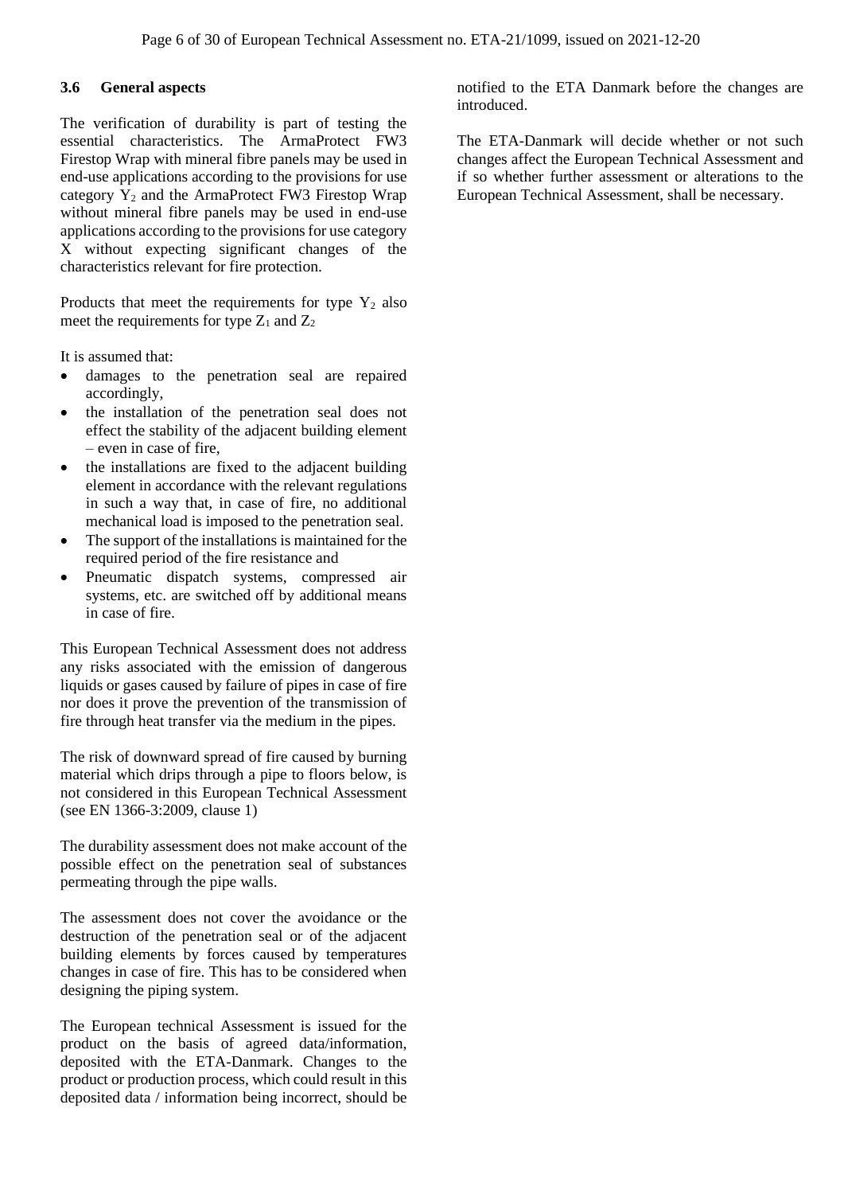### 3.6 General aspects

The verification of durability is part of testing the essential characteristics. The ArmaProtect FW3 Firestop Wrap with mineral fibre panels may be used in end-use applications according to the provisions for use category $Y_2$ and the ArmaProtect FW3 Firestop Wrap without mineral fibre panels may be used in end-use applications according to the provisions for use category X without expecting significant changes of the characteristics relevant for fire protection.

Products that meet the requirements for type $Y_2$ also meet the requirements for type $Z_1$ and $Z_2$

It is assumed that:

- damages to the penetration seal are repaired accordingly,
- the installation of the penetration seal does not effect the stability of the adjacent building element – even in case of fire,
- the installations are fixed to the adjacent building element in accordance with the relevant regulations in such a way that, in case of fire, no additional mechanical load is imposed to the penetration seal.
- The support of the installations is maintained for the required period of the fire resistance and
- Pneumatic dispatch systems, compressed air systems, etc. are switched off by additional means in case of fire.

This European Technical Assessment does not address any risks associated with the emission of dangerous liquids or gases caused by failure of pipes in case of fire nor does it prove the prevention of the transmission of fire through heat transfer via the medium in the pipes.

The risk of downward spread of fire caused by burning material which drips through a pipe to floors below, is not considered in this European Technical Assessment (see EN 1366-3:2009, clause 1)

The durability assessment does not make account of the possible effect on the penetration seal of substances permeating through the pipe walls.

The assessment does not cover the avoidance or the destruction of the penetration seal or of the adjacent building elements by forces caused by temperatures changes in case of fire. This has to be considered when designing the piping system.

The European technical Assessment is issued for the product on the basis of agreed data/information, deposited with the ETA-Danmark. Changes to the product or production process, which could result in this deposited data / information being incorrect, should be notified to the ETA Danmark before the changes are introduced.

The ETA-Danmark will decide whether or not such changes affect the European Technical Assessment and if so whether further assessment or alterations to the European Technical Assessment, shall be necessary.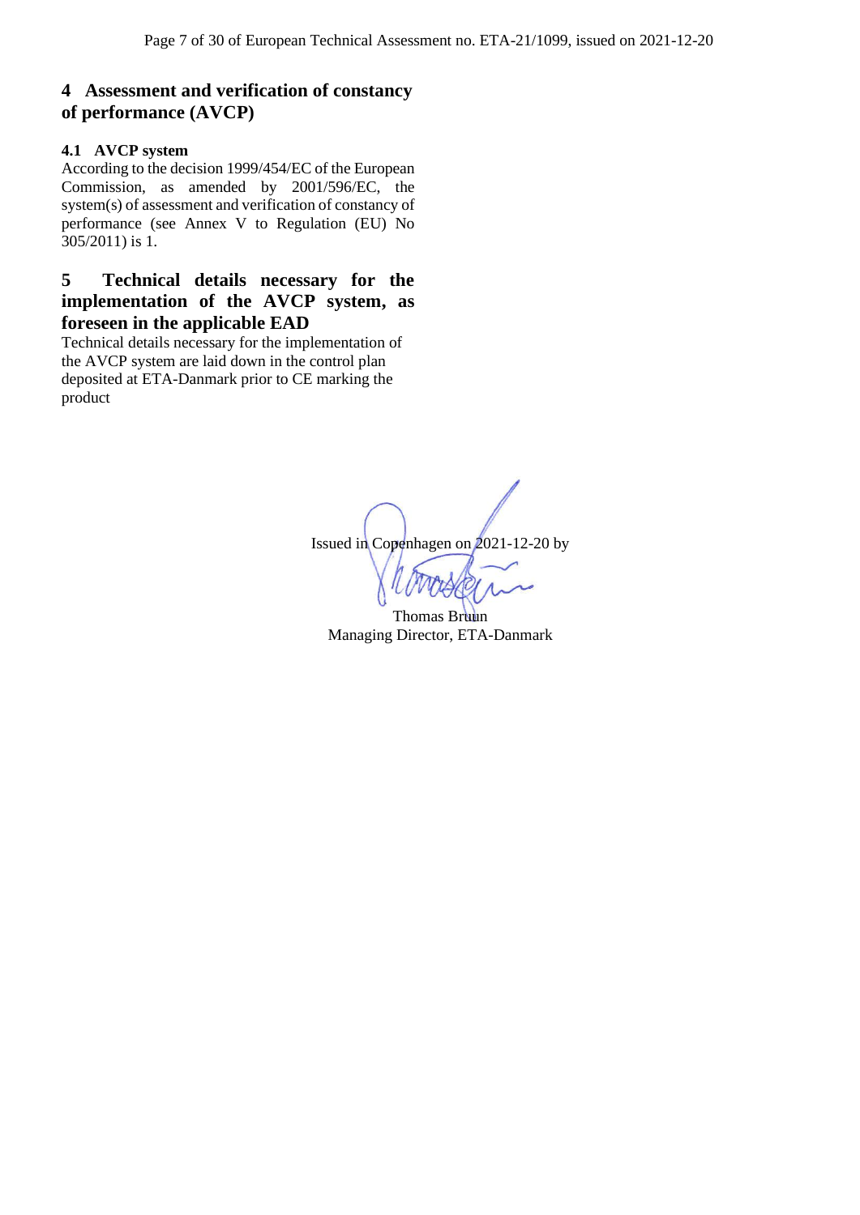## 4 Assessment and verification of constancy of performance (AVCP)

### 4.1 AVCP system

According to the decision 1999/454/EC of the European Commission, as amended by 2001/596/EC, the system(s) of assessment and verification of constancy of performance (see Annex V to Regulation (EU) No 305/2011) is 1.

## 5 Technical details necessary for the implementation of the AVCP system, as foreseen in the applicable EAD

Technical details necessary for the implementation of the AVCP system are laid down in the control plan deposited at ETA-Danmark prior to CE marking the product

Issued in Copenhagen on 2021-12-20 by

Thomas Bruun
Managing Director, ETA-Danmark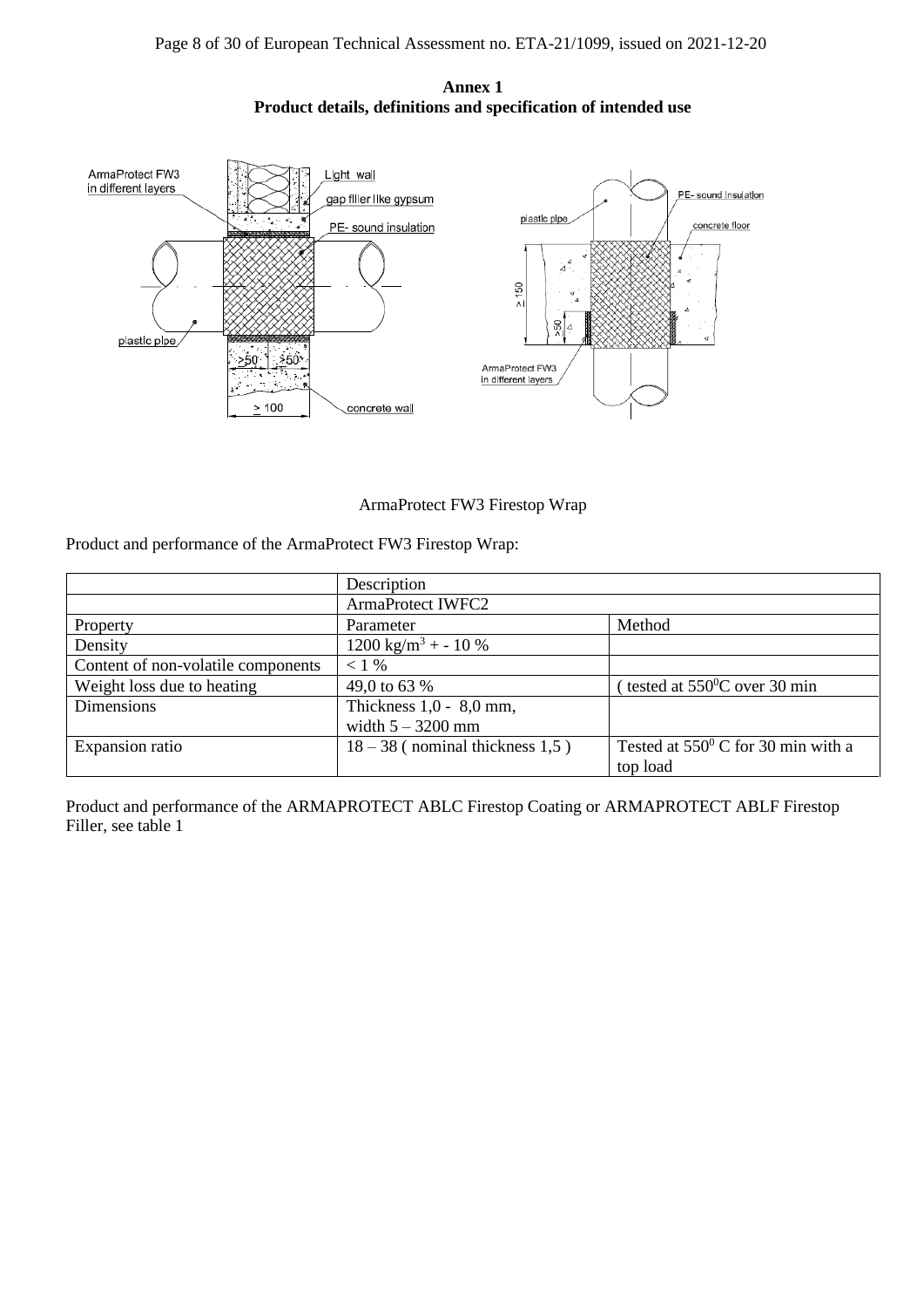**Annex 1**
**Product details, definitions and specification of intended use**

ArmaProtect FW3 Firestop Wrap

Product and performance of the ArmaProtect FW3 Firestop Wrap:

| | Description | |
|---|---|---|
| | ArmaProtect IWFC2 | |
| Property | Parameter | Method |
| Density | 1200 kg/m$^3$ + - 10 % | |
| Content of non-volatile components | < 1 % | |
| Weight loss due to heating | 49,0 to 63 % | ( tested at 550$^0$C over 30 min |
| Dimensions | Thickness 1,0 - 8,0 mm, width 5 – 3200 mm | |
| Expansion ratio | 18 – 38 ( nominal thickness 1,5 ) | Tested at 550$^0$ C for 30 min with a top load |

Product and performance of the ARMAPROTECT ABLC Firestop Coating or ARMAPROTECT ABLF Firestop Filler, see table 1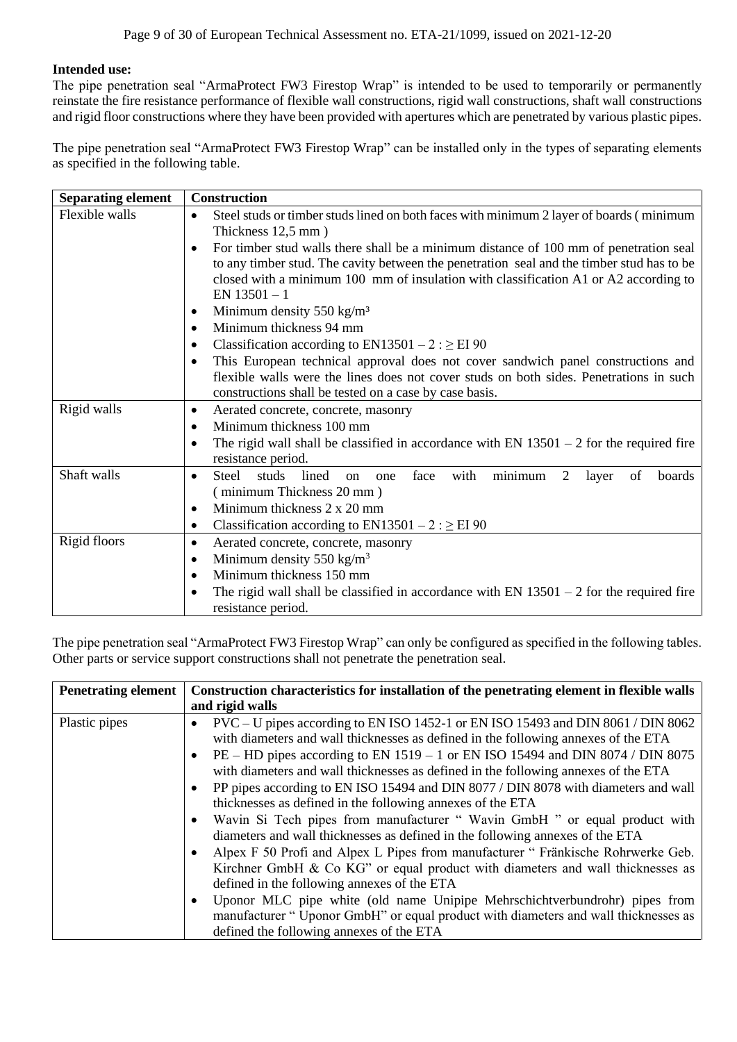**Intended use:**

The pipe penetration seal "ArmaProtect FW3 Firestop Wrap" is intended to be used to temporarily or permanently reinstate the fire resistance performance of flexible wall constructions, rigid wall constructions, shaft wall constructions and rigid floor constructions where they have been provided with apertures which are penetrated by various plastic pipes.

The pipe penetration seal "ArmaProtect FW3 Firestop Wrap" can be installed only in the types of separating elements as specified in the following table.

| Separating element | Construction |
|---|---|
| Flexible walls | • Steel studs or timber studs lined on both faces with minimum 2 layer of boards ( minimum Thickness 12,5 mm )<br>• For timber stud walls there shall be a minimum distance of 100 mm of penetration seal to any timber stud. The cavity between the penetration seal and the timber stud has to be closed with a minimum 100 mm of insulation with classification A1 or A2 according to EN 13501 – 1<br>• Minimum density 550 kg/m³<br>• Minimum thickness 94 mm<br>• Classification according to EN13501 – 2 : ≥ EI 90<br>• This European technical approval does not cover sandwich panel constructions and flexible walls were the lines does not cover studs on both sides. Penetrations in such constructions shall be tested on a case by case basis. |
| Rigid walls | • Aerated concrete, concrete, masonry<br>• Minimum thickness 100 mm<br>• The rigid wall shall be classified in accordance with EN 13501 – 2 for the required fire resistance period. |
| Shaft walls | • Steel studs lined on one face with minimum 2 layer of boards ( minimum Thickness 20 mm )<br>• Minimum thickness 2 x 20 mm<br>• Classification according to EN13501 – 2 : ≥ EI 90 |
| Rigid floors | • Aerated concrete, concrete, masonry<br>• Minimum density 550 kg/m³<br>• Minimum thickness 150 mm<br>• The rigid wall shall be classified in accordance with EN 13501 – 2 for the required fire resistance period. |

The pipe penetration seal "ArmaProtect FW3 Firestop Wrap" can only be configured as specified in the following tables. Other parts or service support constructions shall not penetrate the penetration seal.

| Penetrating element | Construction characteristics for installation of the penetrating element in flexible walls and rigid walls |
|---|---|
| Plastic pipes | • PVC – U pipes according to EN ISO 1452-1 or EN ISO 15493 and DIN 8061 / DIN 8062 with diameters and wall thicknesses as defined in the following annexes of the ETA<br>• PE – HD pipes according to EN 1519 – 1 or EN ISO 15494 and DIN 8074 / DIN 8075 with diameters and wall thicknesses as defined in the following annexes of the ETA<br>• PP pipes according to EN ISO 15494 and DIN 8077 / DIN 8078 with diameters and wall thicknesses as defined in the following annexes of the ETA<br>• Wavin Si Tech pipes from manufacturer " Wavin GmbH " or equal product with diameters and wall thicknesses as defined in the following annexes of the ETA<br>• Alpex F 50 Profi and Alpex L Pipes from manufacturer " Fränkische Rohrwerke Geb. Kirchner GmbH & Co KG" or equal product with diameters and wall thicknesses as defined in the following annexes of the ETA<br>• Uponor MLC pipe white (old name Unipipe Mehrschichtverbundrohr) pipes from manufacturer " Uponor GmbH" or equal product with diameters and wall thicknesses as defined the following annexes of the ETA |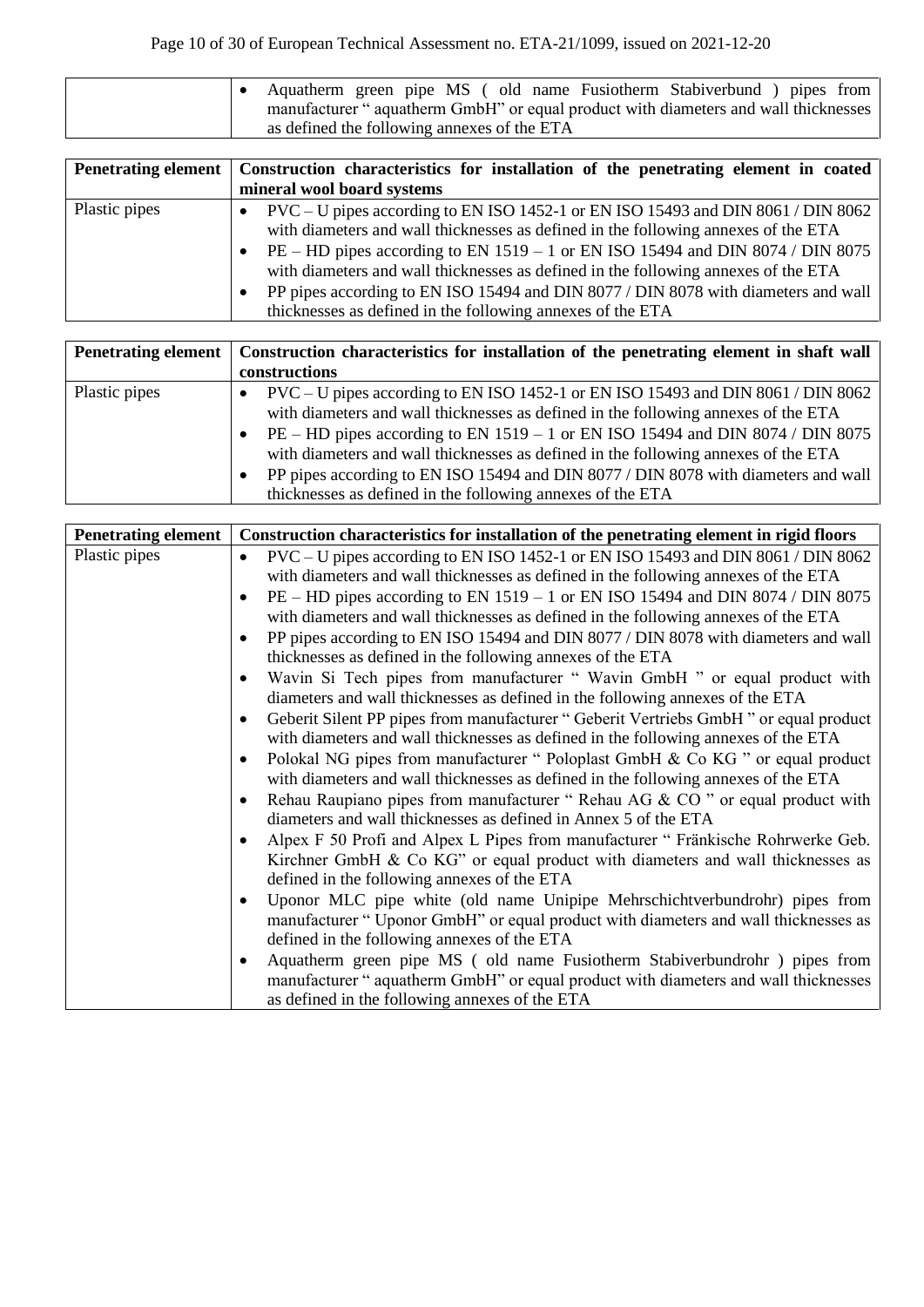| | |
|---|---|
| | • Aquatherm green pipe MS ( old name Fusiotherm Stabiverbund ) pipes from manufacturer " aquatherm GmbH" or equal product with diameters and wall thicknesses as defined the following annexes of the ETA |

| Penetrating element | Construction characteristics for installation of the penetrating element in coated mineral wool board systems |
|---|---|
| Plastic pipes | • PVC – U pipes according to EN ISO 1452-1 or EN ISO 15493 and DIN 8061 / DIN 8062 with diameters and wall thicknesses as defined in the following annexes of the ETA<br>• PE – HD pipes according to EN 1519 – 1 or EN ISO 15494 and DIN 8074 / DIN 8075 with diameters and wall thicknesses as defined in the following annexes of the ETA<br>• PP pipes according to EN ISO 15494 and DIN 8077 / DIN 8078 with diameters and wall thicknesses as defined in the following annexes of the ETA |

| Penetrating element | Construction characteristics for installation of the penetrating element in shaft wall constructions |
|---|---|
| Plastic pipes | • PVC – U pipes according to EN ISO 1452-1 or EN ISO 15493 and DIN 8061 / DIN 8062 with diameters and wall thicknesses as defined in the following annexes of the ETA<br>• PE – HD pipes according to EN 1519 – 1 or EN ISO 15494 and DIN 8074 / DIN 8075 with diameters and wall thicknesses as defined in the following annexes of the ETA<br>• PP pipes according to EN ISO 15494 and DIN 8077 / DIN 8078 with diameters and wall thicknesses as defined in the following annexes of the ETA |

| Penetrating element | Construction characteristics for installation of the penetrating element in rigid floors |
|---|---|
| Plastic pipes | • PVC – U pipes according to EN ISO 1452-1 or EN ISO 15493 and DIN 8061 / DIN 8062 with diameters and wall thicknesses as defined in the following annexes of the ETA<br>• PE – HD pipes according to EN 1519 – 1 or EN ISO 15494 and DIN 8074 / DIN 8075 with diameters and wall thicknesses as defined in the following annexes of the ETA<br>• PP pipes according to EN ISO 15494 and DIN 8077 / DIN 8078 with diameters and wall thicknesses as defined in the following annexes of the ETA<br>• Wavin Si Tech pipes from manufacturer " Wavin GmbH " or equal product with diameters and wall thicknesses as defined in the following annexes of the ETA<br>• Geberit Silent PP pipes from manufacturer " Geberit Vertriebs GmbH " or equal product with diameters and wall thicknesses as defined in the following annexes of the ETA<br>• Polokal NG pipes from manufacturer " Poloplast GmbH & Co KG " or equal product with diameters and wall thicknesses as defined in the following annexes of the ETA<br>• Rehau Raupiano pipes from manufacturer " Rehau AG & CO " or equal product with diameters and wall thicknesses as defined in Annex 5 of the ETA<br>• Alpex F 50 Profi and Alpex L Pipes from manufacturer " Fränkische Rohrwerke Geb. Kirchner GmbH & Co KG" or equal product with diameters and wall thicknesses as defined in the following annexes of the ETA<br>• Uponor MLC pipe white (old name Unipipe Mehrschichtverbundrohr) pipes from manufacturer " Uponor GmbH" or equal product with diameters and wall thicknesses as defined in the following annexes of the ETA<br>• Aquatherm green pipe MS ( old name Fusiotherm Stabiverbundrohr ) pipes from manufacturer " aquatherm GmbH" or equal product with diameters and wall thicknesses as defined in the following annexes of the ETA |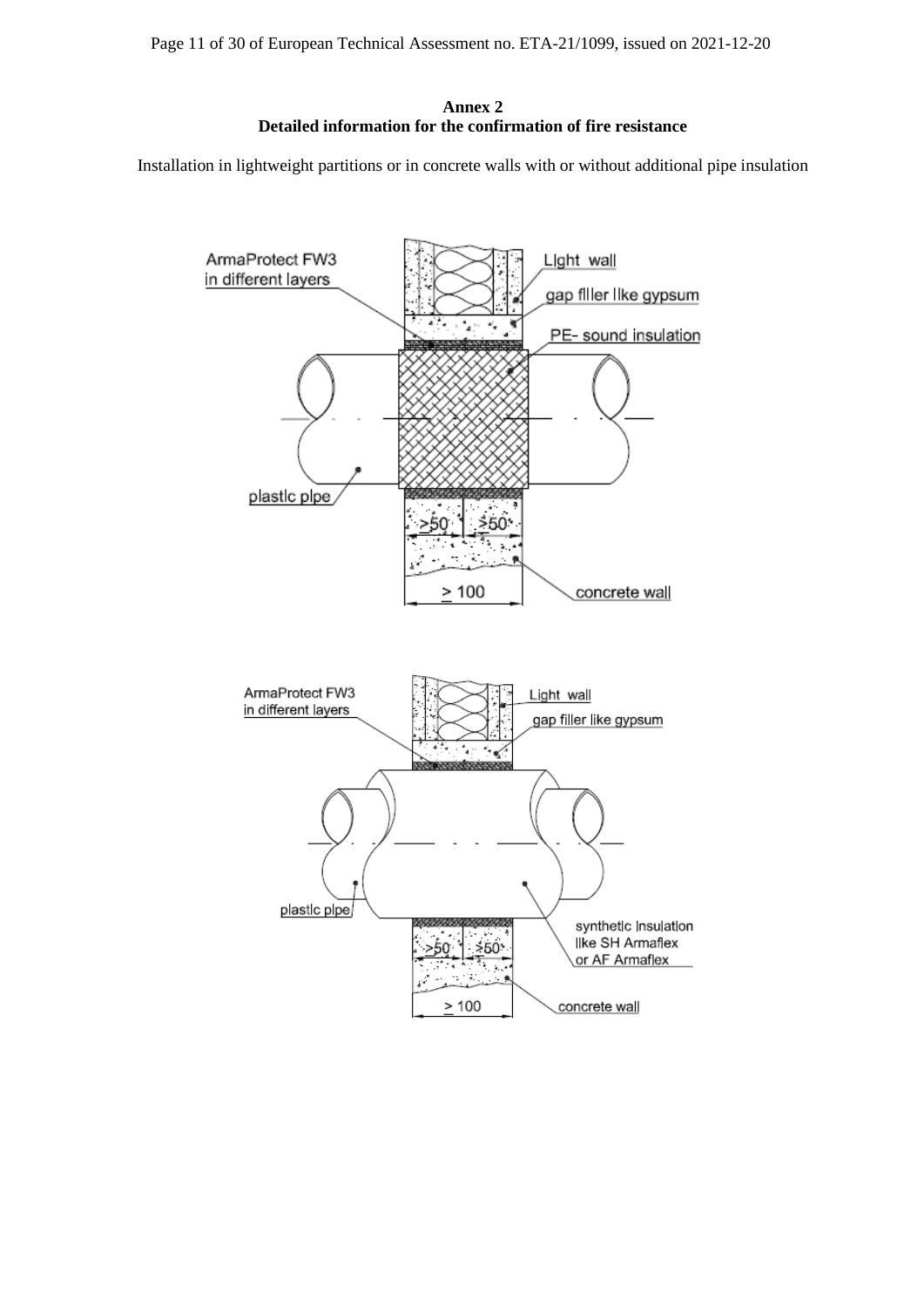**Annex 2**
**Detailed information for the confirmation of fire resistance**

Installation in lightweight partitions or in concrete walls with or without additional pipe insulation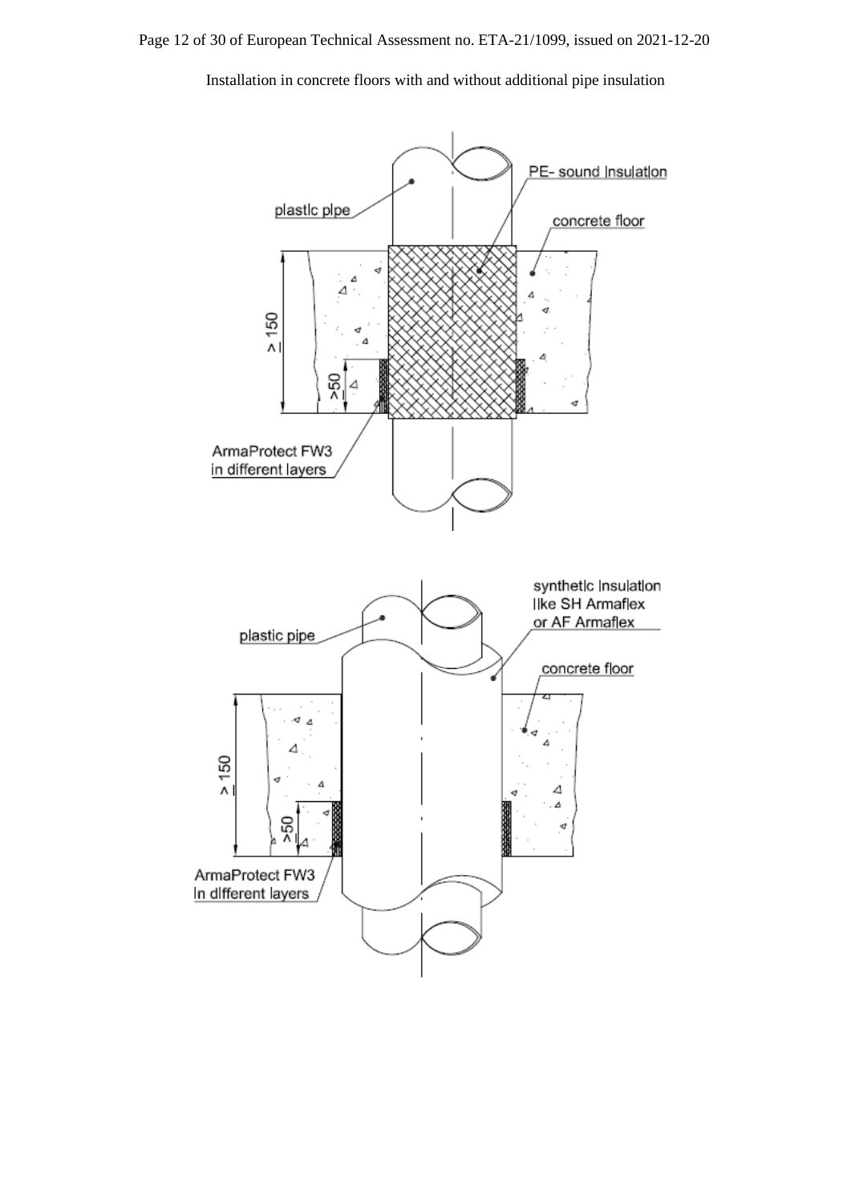Installation in concrete floors with and without additional pipe insulation

plastic pipe

PE- sound insulation

concrete floor

≥ 150

≥50

ArmaProtect FW3
in different layers

plastic pipe

synthetic insulation
like SH Armaflex
or AF Armaflex

concrete floor

≥ 150

≥50

ArmaProtect FW3
in different layers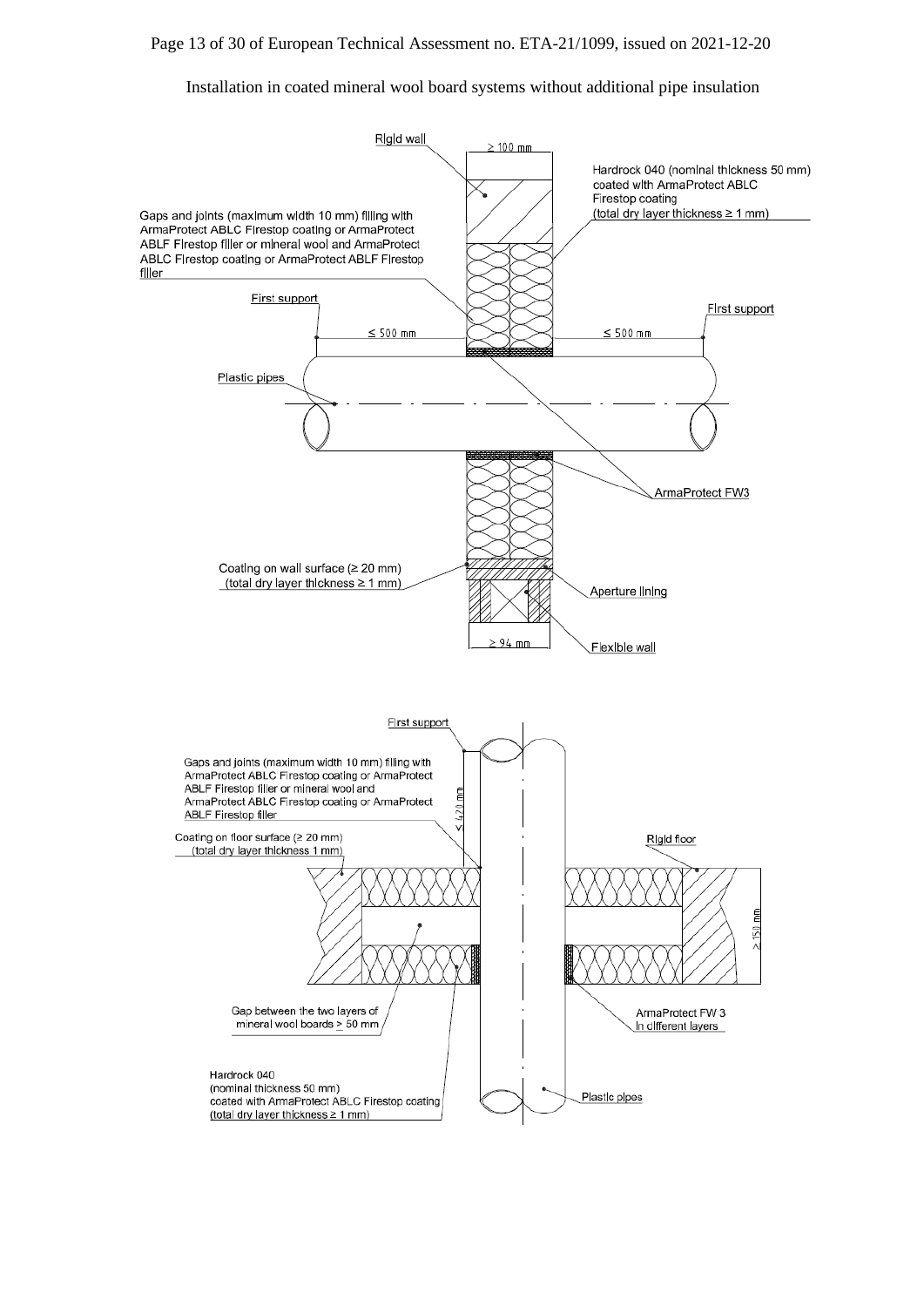Installation in coated mineral wool board systems without additional pipe insulation

Rigid wall

≥ 100 mm

Hardrock 040 (nominal thickness 50 mm) coated with ArmaProtect ABLC Firestop coating (total dry layer thickness ≥ 1 mm)

Gaps and joints (maximum width 10 mm) filling with ArmaProtect ABLC Firestop coating or ArmaProtect ABLF Firestop filler or mineral wool and ArmaProtect ABLC Firestop coating or ArmaProtect ABLF Firestop filler

First support

First support

≤ 500 mm

≤ 500 mm

Plastic pipes

ArmaProtect FW3

Coating on wall surface (≥ 20 mm) (total dry layer thickness ≥ 1 mm)

Aperture lining

≥ 94 mm

Flexible wall

First support

Gaps and joints (maximum width 10 mm) filling with ArmaProtect ABLC Firestop coating or ArmaProtect ABLF Firestop filler or mineral wool and ArmaProtect ABLC Firestop coating or ArmaProtect ABLF Firestop filler

≤ 420 mm

Coating on floor surface (≥ 20 mm) (total dry layer thickness 1 mm)

Rigid floor

≥ 150 mm

Gap between the two layers of mineral wool boards ≥ 50 mm

ArmaProtect FW 3 in different layers

Hardrock 040 (nominal thickness 50 mm) coated with ArmaProtect ABLC Firestop coating (total dry layer thickness ≥ 1 mm)

Plastic pipes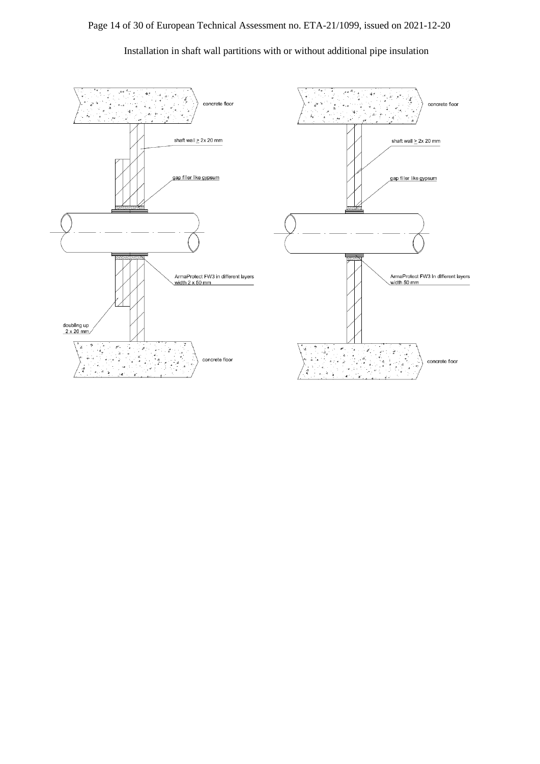Installation in shaft wall partitions with or without additional pipe insulation

concrete floor

shaft wall ≥ 2x 20 mm

gap filler like gypsum

ArmaProtect FW3 in different layers
width 2 x 50 mm

doubling up
2 x 20 mm

concrete floor

concrete floor

shaft wall ≥ 2x 20 mm

gap filler like gypsum

ArmaProtect FW3 in different layers
width 50 mm

concrete floor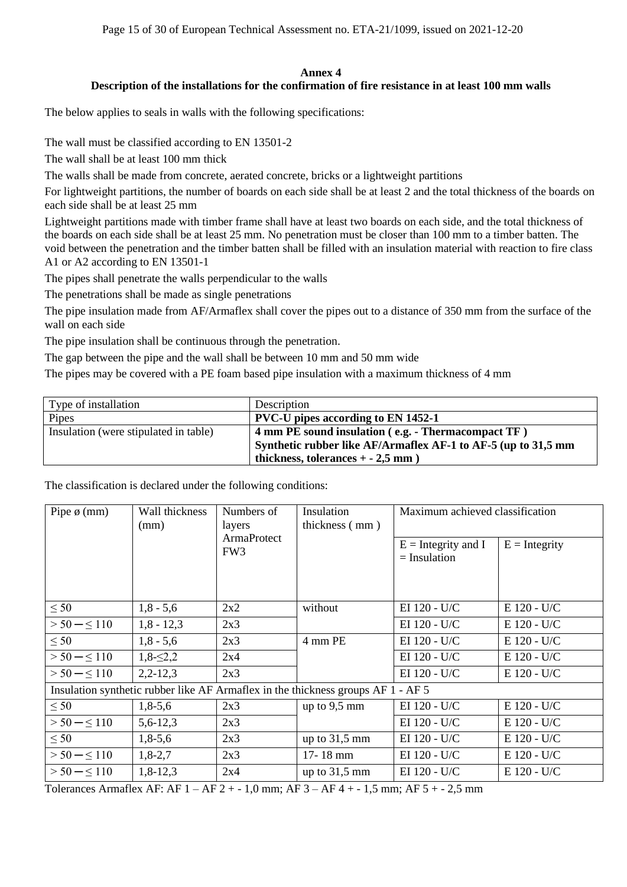**Annex 4**

**Description of the installations for the confirmation of fire resistance in at least 100 mm walls**

The below applies to seals in walls with the following specifications:

The wall must be classified according to EN 13501-2

The wall shall be at least 100 mm thick

The walls shall be made from concrete, aerated concrete, bricks or a lightweight partitions

For lightweight partitions, the number of boards on each side shall be at least 2 and the total thickness of the boards on each side shall be at least 25 mm

Lightweight partitions made with timber frame shall have at least two boards on each side, and the total thickness of the boards on each side shall be at least 25 mm. No penetration must be closer than 100 mm to a timber batten. The void between the penetration and the timber batten shall be filled with an insulation material with reaction to fire class A1 or A2 according to EN 13501-1

The pipes shall penetrate the walls perpendicular to the walls

The penetrations shall be made as single penetrations

The pipe insulation made from AF/Armaflex shall cover the pipes out to a distance of 350 mm from the surface of the wall on each side

The pipe insulation shall be continuous through the penetration.

The gap between the pipe and the wall shall be between 10 mm and 50 mm wide

The pipes may be covered with a PE foam based pipe insulation with a maximum thickness of 4 mm

| Type of installation | Description |
|---|---|
| Pipes | **PVC-U pipes according to EN 1452-1** |
| Insulation (were stipulated in table) | **4 mm PE sound insulation ( e.g. - Thermacompact TF )**<br>**Synthetic rubber like AF/Armaflex AF-1 to AF-5 (up to 31,5 mm thickness, tolerances + - 2,5 mm )** |

The classification is declared under the following conditions:

| Pipe ø (mm) | Wall thickness (mm) | Numbers of layers ArmaProtect FW3 | Insulation thickness ( mm ) | Maximum achieved classification | |
|---|---|---|---|---|---|
| | | | | E = Integrity and I = Insulation | E = Integrity |
| ≤ 50 | 1,8 - 5,6 | 2x2 | without | EI 120 - U/C | E 120 - U/C |
| > 50 – ≤ 110 | 1,8 - 12,3 | 2x3 | | EI 120 - U/C | E 120 - U/C |
| ≤ 50 | 1,8 - 5,6 | 2x3 | 4 mm PE | EI 120 - U/C | E 120 - U/C |
| > 50 – ≤ 110 | 1,8-≤2,2 | 2x4 | | EI 120 - U/C | E 120 - U/C |
| > 50 – ≤ 110 | 2,2-12,3 | 2x3 | | EI 120 - U/C | E 120 - U/C |
| Insulation synthetic rubber like AF Armaflex in the thickness groups AF 1 - AF 5 | | | | | |
| ≤ 50 | 1,8-5,6 | 2x3 | up to 9,5 mm | EI 120 - U/C | E 120 - U/C |
| > 50 – ≤ 110 | 5,6-12,3 | 2x3 | | EI 120 - U/C | E 120 - U/C |
| ≤ 50 | 1,8-5,6 | 2x3 | up to 31,5 mm | EI 120 - U/C | E 120 - U/C |
| > 50 – ≤ 110 | 1,8-2,7 | 2x3 | 17- 18 mm | EI 120 - U/C | E 120 - U/C |
| > 50 – ≤ 110 | 1,8-12,3 | 2x4 | up to 31,5 mm | EI 120 - U/C | E 120 - U/C |

Tolerances Armaflex AF: AF 1 – AF 2 + - 1,0 mm; AF 3 – AF 4 + - 1,5 mm; AF 5 + - 2,5 mm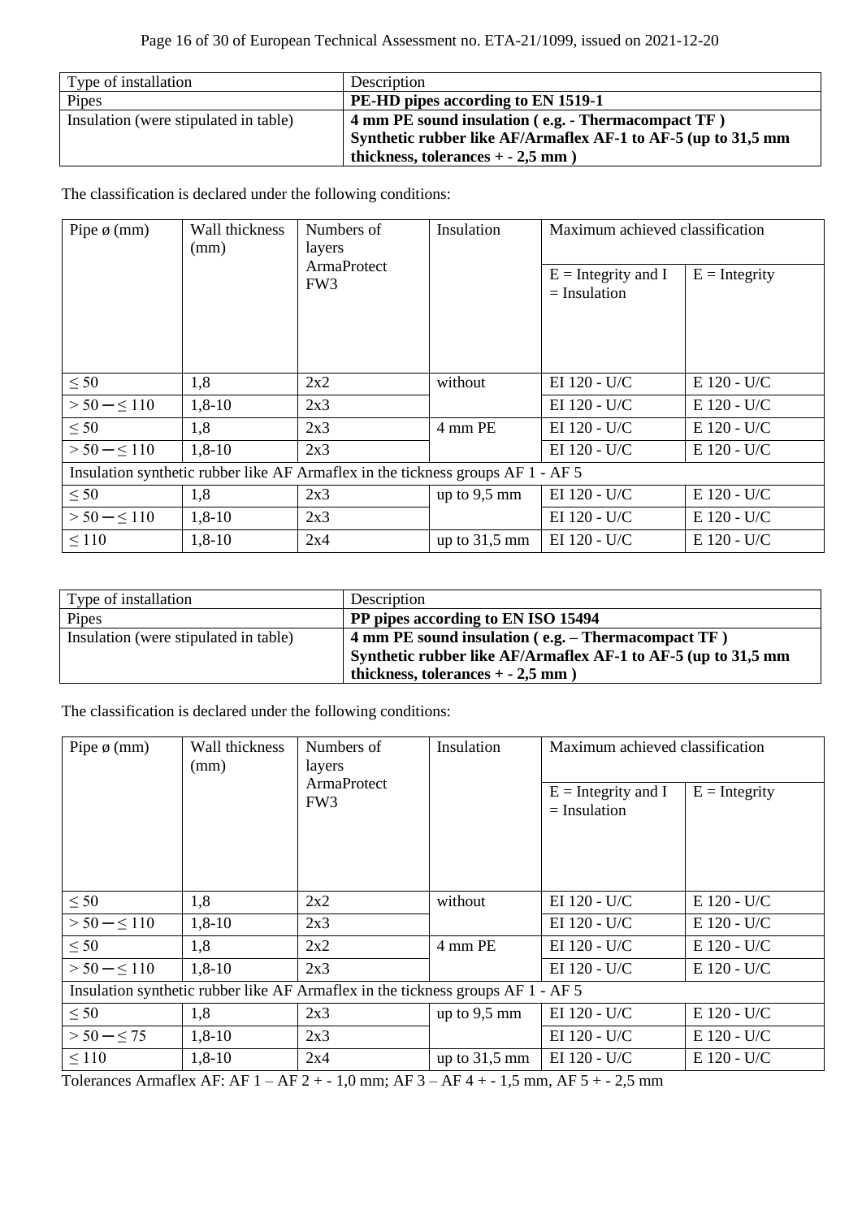| Type of installation | Description |
|---|---|
| Pipes | **PE-HD pipes according to EN 1519-1** |
| Insulation (were stipulated in table) | **4 mm PE sound insulation ( e.g. - Thermacompact TF ) Synthetic rubber like AF/Armaflex AF-1 to AF-5 (up to 31,5 mm thickness, tolerances + - 2,5 mm )** |

The classification is declared under the following conditions:

| Pipe ø (mm) | Wall thickness (mm) | Numbers of layers ArmaProtect FW3 | Insulation | Maximum achieved classification | |
|---|---|---|---|---|---|
| | | | | E = Integrity and I = Insulation | E = Integrity |
| ≤ 50 | 1,8 | 2x2 | without | EI 120 - U/C | E 120 - U/C |
| > 50 – ≤ 110 | 1,8-10 | 2x3 | | EI 120 - U/C | E 120 - U/C |
| ≤ 50 | 1,8 | 2x3 | 4 mm PE | EI 120 - U/C | E 120 - U/C |
| > 50 – ≤ 110 | 1,8-10 | 2x3 | | EI 120 - U/C | E 120 - U/C |
| Insulation synthetic rubber like AF Armaflex in the tickness groups AF 1 - AF 5 | | | | | |
| ≤ 50 | 1,8 | 2x3 | up to 9,5 mm | EI 120 - U/C | E 120 - U/C |
| > 50 – ≤ 110 | 1,8-10 | 2x3 | | EI 120 - U/C | E 120 - U/C |
| ≤ 110 | 1,8-10 | 2x4 | up to 31,5 mm | EI 120 - U/C | E 120 - U/C |

| Type of installation | Description |
|---|---|
| Pipes | **PP pipes according to EN ISO 15494** |
| Insulation (were stipulated in table) | **4 mm PE sound insulation ( e.g. – Thermacompact TF ) Synthetic rubber like AF/Armaflex AF-1 to AF-5 (up to 31,5 mm thickness, tolerances + - 2,5 mm )** |

The classification is declared under the following conditions:

| Pipe ø (mm) | Wall thickness (mm) | Numbers of layers ArmaProtect FW3 | Insulation | Maximum achieved classification | |
|---|---|---|---|---|---|
| | | | | E = Integrity and I = Insulation | E = Integrity |
| ≤ 50 | 1,8 | 2x2 | without | EI 120 - U/C | E 120 - U/C |
| > 50 – ≤ 110 | 1,8-10 | 2x3 | | EI 120 - U/C | E 120 - U/C |
| ≤ 50 | 1,8 | 2x2 | 4 mm PE | EI 120 - U/C | E 120 - U/C |
| > 50 – ≤ 110 | 1,8-10 | 2x3 | | EI 120 - U/C | E 120 - U/C |
| Insulation synthetic rubber like AF Armaflex in the tickness groups AF 1 - AF 5 | | | | | |
| ≤ 50 | 1,8 | 2x3 | up to 9,5 mm | EI 120 - U/C | E 120 - U/C |
| > 50 – ≤ 75 | 1,8-10 | 2x3 | | EI 120 - U/C | E 120 - U/C |
| ≤ 110 | 1,8-10 | 2x4 | up to 31,5 mm | EI 120 - U/C | E 120 - U/C |

Tolerances Armaflex AF: AF 1 – AF 2 + - 1,0 mm; AF 3 – AF 4 + - 1,5 mm, AF 5 + - 2,5 mm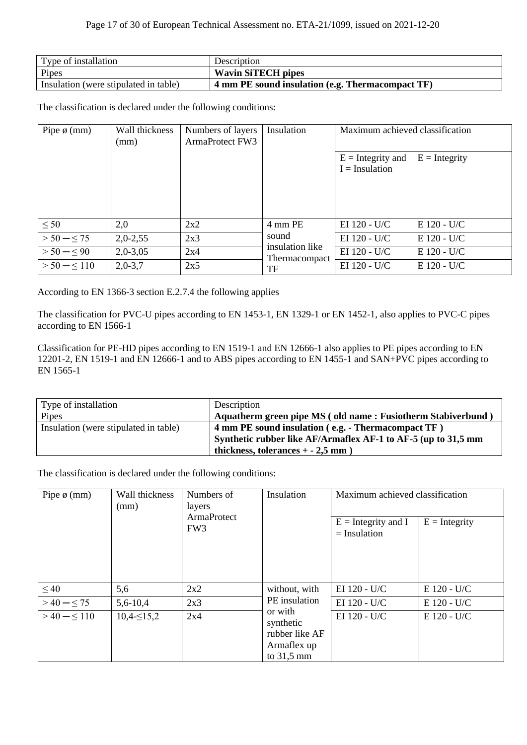| Type of installation | Description |
|---|---|
| Pipes | **Wavin SiTECH pipes** |
| Insulation (were stipulated in table) | **4 mm PE sound insulation (e.g. Thermacompact TF)** |

The classification is declared under the following conditions:

| Pipe ø (mm) | Wall thickness (mm) | Numbers of layers ArmaProtect FW3 | Insulation | Maximum achieved classification | |
|---|---|---|---|---|---|
| | | | | E = Integrity and I = Insulation | E = Integrity |
| ≤ 50 | 2,0 | 2x2 | 4 mm PE sound insulation like Thermacompact TF | EI 120 - U/C | E 120 - U/C |
| > 50 – ≤ 75 | 2,0-2,55 | 2x3 | | EI 120 - U/C | E 120 - U/C |
| > 50 – ≤ 90 | 2,0-3,05 | 2x4 | | EI 120 - U/C | E 120 - U/C |
| > 50 – ≤ 110 | 2,0-3,7 | 2x5 | | EI 120 - U/C | E 120 - U/C |

According to EN 1366-3 section E.2.7.4 the following applies

The classification for PVC-U pipes according to EN 1453-1, EN 1329-1 or EN 1452-1, also applies to PVC-C pipes according to EN 1566-1

Classification for PE-HD pipes according to EN 1519-1 and EN 12666-1 also applies to PE pipes according to EN 12201-2, EN 1519-1 and EN 12666-1 and to ABS pipes according to EN 1455-1 and SAN+PVC pipes according to EN 1565-1

| Type of installation | Description |
|---|---|
| Pipes | **Aquatherm green pipe MS ( old name : Fusiotherm Stabiverbund )** |
| Insulation (were stipulated in table) | **4 mm PE sound insulation ( e.g. - Thermacompact TF ) Synthetic rubber like AF/Armaflex AF-1 to AF-5 (up to 31,5 mm thickness, tolerances + - 2,5 mm )** |

The classification is declared under the following conditions:

| Pipe ø (mm) | Wall thickness (mm) | Numbers of layers ArmaProtect FW3 | Insulation | Maximum achieved classification | |
|---|---|---|---|---|---|
| | | | | E = Integrity and I = Insulation | E = Integrity |
| ≤ 40 | 5,6 | 2x2 | without, with PE insulation or with synthetic rubber like AF Armaflex up to 31,5 mm | EI 120 - U/C | E 120 - U/C |
| > 40 – ≤ 75 | 5,6-10,4 | 2x3 | | EI 120 - U/C | E 120 - U/C |
| > 40 – ≤ 110 | 10,4-≤15,2 | 2x4 | | EI 120 - U/C | E 120 - U/C |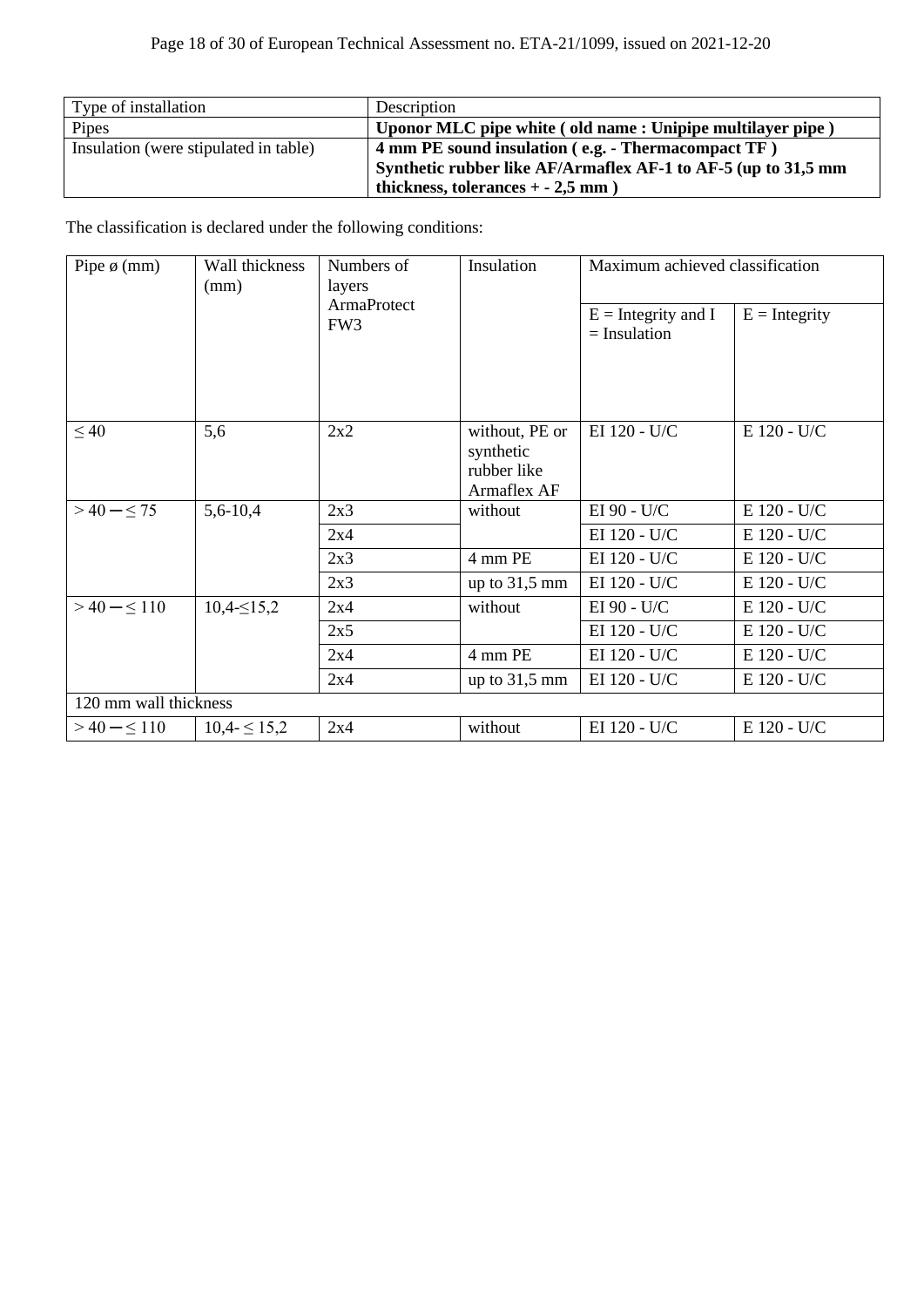| Type of installation | Description |
| --- | --- |
| Pipes | **Uponor MLC pipe white ( old name : Unipipe multilayer pipe )** |
| Insulation (were stipulated in table) | **4 mm PE sound insulation ( e.g. - Thermacompact TF )<br>Synthetic rubber like AF/Armaflex AF-1 to AF-5 (up to 31,5 mm thickness, tolerances + - 2,5 mm )** |

The classification is declared under the following conditions:

| Pipe ø (mm) | Wall thickness (mm) | Numbers of layers ArmaProtect FW3 | Insulation | Maximum achieved classification | |
| --- | --- | --- | --- | --- | --- |
| | | | | E = Integrity and I = Insulation | E = Integrity |
| ≤ 40 | 5,6 | 2x2 | without, PE or synthetic rubber like Armaflex AF | EI 120 - U/C | E 120 - U/C |
| > 40 ─ ≤ 75 | 5,6-10,4 | 2x3 | without | EI 90 - U/C | E 120 - U/C |
| | | 2x4 | | EI 120 - U/C | E 120 - U/C |
| | | 2x3 | 4 mm PE | EI 120 - U/C | E 120 - U/C |
| | | 2x3 | up to 31,5 mm | EI 120 - U/C | E 120 - U/C |
| > 40 ─ ≤ 110 | 10,4-≤15,2 | 2x4 | without | EI 90 - U/C | E 120 - U/C |
| | | 2x5 | | EI 120 - U/C | E 120 - U/C |
| | | 2x4 | 4 mm PE | EI 120 - U/C | E 120 - U/C |
| | | 2x4 | up to 31,5 mm | EI 120 - U/C | E 120 - U/C |
| 120 mm wall thickness | | | | | |
| > 40 ─ ≤ 110 | 10,4- ≤ 15,2 | 2x4 | without | EI 120 - U/C | E 120 - U/C |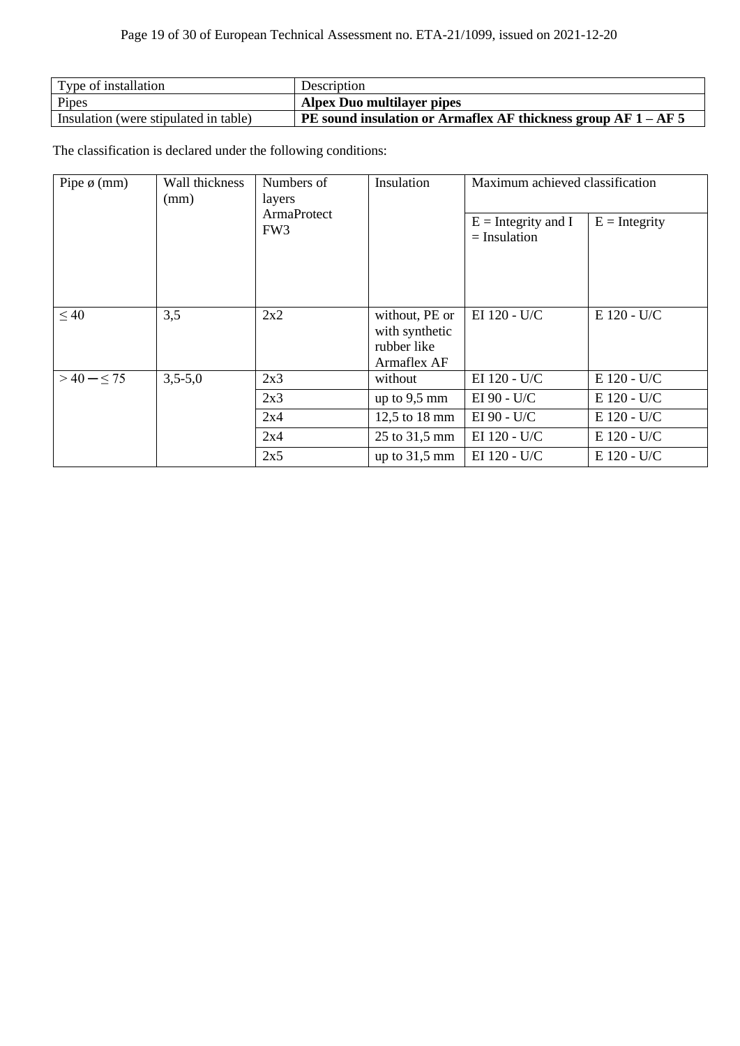| Type of installation | Description |
|---|---|
| Pipes | **Alpex Duo multilayer pipes** |
| Insulation (were stipulated in table) | **PE sound insulation or Armaflex AF thickness group AF 1 – AF 5** |

The classification is declared under the following conditions:

| Pipe ø (mm) | Wall thickness (mm) | Numbers of layers ArmaProtect FW3 | Insulation | Maximum achieved classification | |
|---|---|---|---|---|---|
| | | | | E = Integrity and I = Insulation | E = Integrity |
| ≤ 40 | 3,5 | 2x2 | without, PE or with synthetic rubber like Armaflex AF | EI 120 - U/C | E 120 - U/C |
| > 40 – ≤ 75 | 3,5-5,0 | 2x3 | without | EI 120 - U/C | E 120 - U/C |
| | | 2x3 | up to 9,5 mm | EI 90 - U/C | E 120 - U/C |
| | | 2x4 | 12,5 to 18 mm | EI 90 - U/C | E 120 - U/C |
| | | 2x4 | 25 to 31,5 mm | EI 120 - U/C | E 120 - U/C |
| | | 2x5 | up to 31,5 mm | EI 120 - U/C | E 120 - U/C |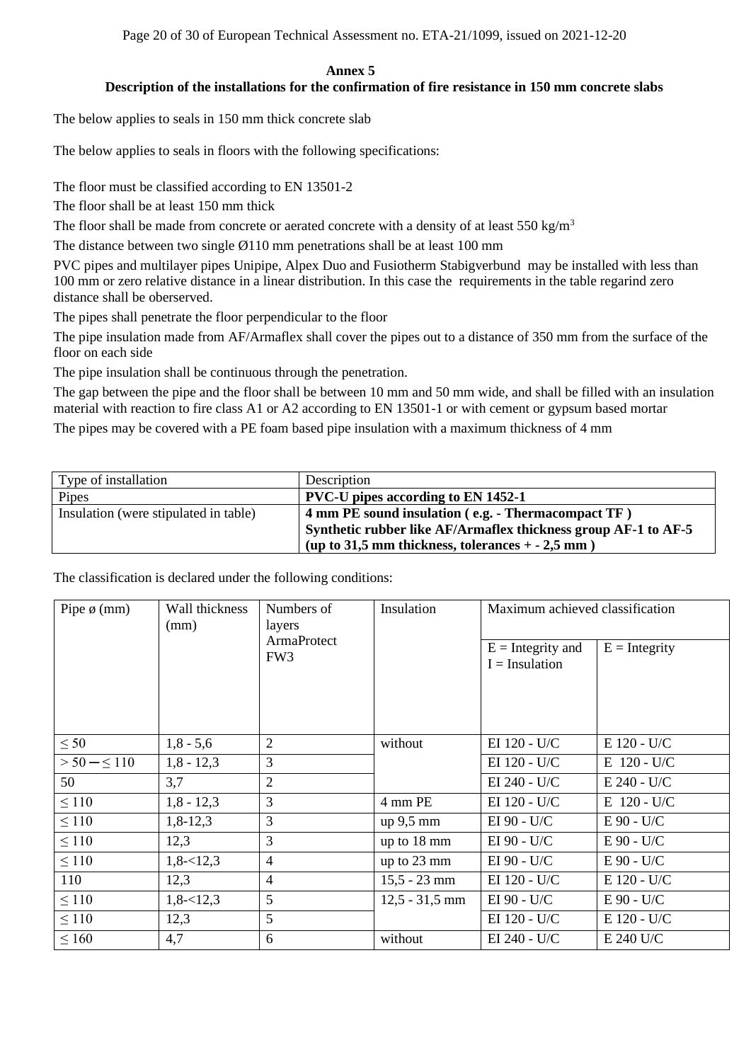**Annex 5**

**Description of the installations for the confirmation of fire resistance in 150 mm concrete slabs**

The below applies to seals in 150 mm thick concrete slab

The below applies to seals in floors with the following specifications:

The floor must be classified according to EN 13501-2

The floor shall be at least 150 mm thick

The floor shall be made from concrete or aerated concrete with a density of at least 550 kg/m$^3$

The distance between two single Ø110 mm penetrations shall be at least 100 mm

PVC pipes and multilayer pipes Unipipe, Alpex Duo and Fusiotherm Stabigverbund may be installed with less than 100 mm or zero relative distance in a linear distribution. In this case the requirements in the table regarind zero distance shall be oberserved.

The pipes shall penetrate the floor perpendicular to the floor

The pipe insulation made from AF/Armaflex shall cover the pipes out to a distance of 350 mm from the surface of the floor on each side

The pipe insulation shall be continuous through the penetration.

The gap between the pipe and the floor shall be between 10 mm and 50 mm wide, and shall be filled with an insulation material with reaction to fire class A1 or A2 according to EN 13501-1 or with cement or gypsum based mortar

The pipes may be covered with a PE foam based pipe insulation with a maximum thickness of 4 mm

| Type of installation | Description |
|---|---|
| Pipes | **PVC-U pipes according to EN 1452-1** |
| Insulation (were stipulated in table) | **4 mm PE sound insulation ( e.g. - Thermacompact TF )**<br>**Synthetic rubber like AF/Armaflex thickness group AF-1 to AF-5 (up to 31,5 mm thickness, tolerances + - 2,5 mm )** |

The classification is declared under the following conditions:

| Pipe ø (mm) | Wall thickness (mm) | Numbers of layers ArmaProtect FW3 | Insulation | Maximum achieved classification | |
|---|---|---|---|---|---|
| | | | | E = Integrity and I = Insulation | E = Integrity |
| ≤ 50 | 1,8 - 5,6 | 2 | without | EI 120 - U/C | E 120 - U/C |
| > 50 – ≤ 110 | 1,8 - 12,3 | 3 | | EI 120 - U/C | E 120 - U/C |
| 50 | 3,7 | 2 | | EI 240 - U/C | E 240 - U/C |
| ≤ 110 | 1,8 - 12,3 | 3 | 4 mm PE | EI 120 - U/C | E 120 - U/C |
| ≤ 110 | 1,8-12,3 | 3 | up 9,5 mm | EI 90 - U/C | E 90 - U/C |
| ≤ 110 | 12,3 | 3 | up to 18 mm | EI 90 - U/C | E 90 - U/C |
| ≤ 110 | 1,8-<12,3 | 4 | up to 23 mm | EI 90 - U/C | E 90 - U/C |
| 110 | 12,3 | 4 | 15,5 - 23 mm | EI 120 - U/C | E 120 - U/C |
| ≤ 110 | 1,8-<12,3 | 5 | 12,5 - 31,5 mm | EI 90 - U/C | E 90 - U/C |
| ≤ 110 | 12,3 | 5 | | EI 120 - U/C | E 120 - U/C |
| ≤ 160 | 4,7 | 6 | without | EI 240 - U/C | E 240 U/C |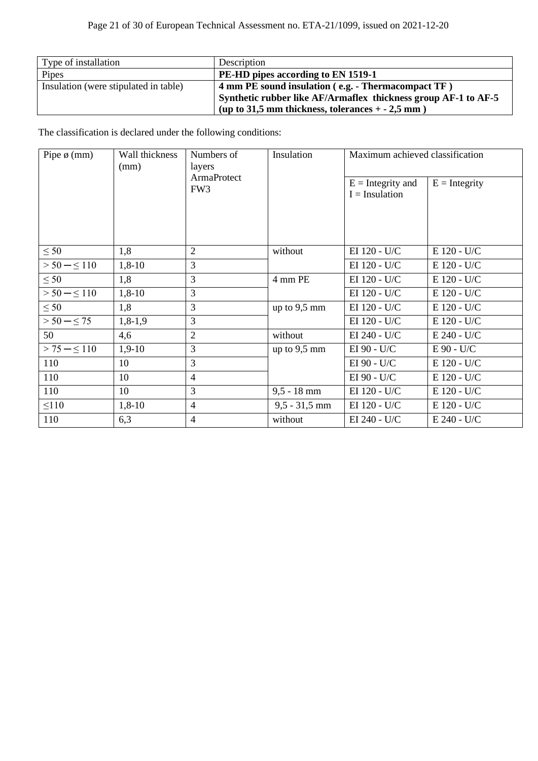| Type of installation | Description |
|---|---|
| Pipes | **PE-HD pipes according to EN 1519-1** |
| Insulation (were stipulated in table) | **4 mm PE sound insulation ( e.g. - Thermacompact TF )**<br>**Synthetic rubber like AF/Armaflex thickness group AF-1 to AF-5 (up to 31,5 mm thickness, tolerances + - 2,5 mm )** |

The classification is declared under the following conditions:

| Pipe ø (mm) | Wall thickness (mm) | Numbers of layers ArmaProtect FW3 | Insulation | Maximum achieved classification | |
|---|---|---|---|---|---|
| | | | | E = Integrity and I = Insulation | E = Integrity |
| ≤ 50 | 1,8 | 2 | without | EI 120 - U/C | E 120 - U/C |
| > 50 – ≤ 110 | 1,8-10 | 3 | | EI 120 - U/C | E 120 - U/C |
| ≤ 50 | 1,8 | 3 | 4 mm PE | EI 120 - U/C | E 120 - U/C |
| > 50 – ≤ 110 | 1,8-10 | 3 | | EI 120 - U/C | E 120 - U/C |
| ≤ 50 | 1,8 | 3 | up to 9,5 mm | EI 120 - U/C | E 120 - U/C |
| > 50 – ≤ 75 | 1,8-1,9 | 3 | | EI 120 - U/C | E 120 - U/C |
| 50 | 4,6 | 2 | without | EI 240 - U/C | E 240 - U/C |
| > 75 – ≤ 110 | 1,9-10 | 3 | up to 9,5 mm | EI 90 - U/C | E 90 - U/C |
| 110 | 10 | 3 | | EI 90 - U/C | E 120 - U/C |
| 110 | 10 | 4 | | EI 90 - U/C | E 120 - U/C |
| 110 | 10 | 3 | 9,5 - 18 mm | EI 120 - U/C | E 120 - U/C |
| ≤110 | 1,8-10 | 4 | 9,5 - 31,5 mm | EI 120 - U/C | E 120 - U/C |
| 110 | 6,3 | 4 | without | EI 240 - U/C | E 240 - U/C |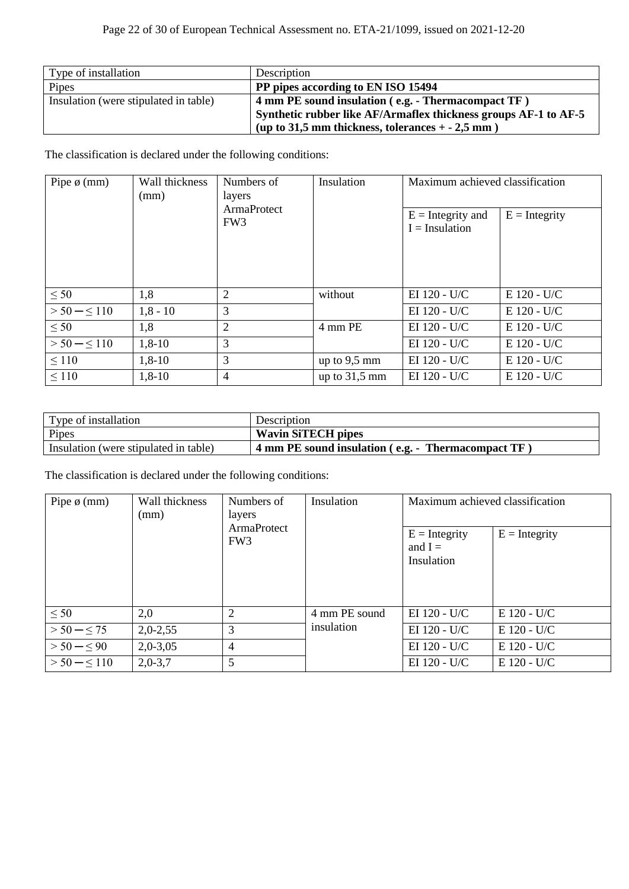| Type of installation | Description |
|---|---|
| Pipes | **PP pipes according to EN ISO 15494** |
| Insulation (were stipulated in table) | **4 mm PE sound insulation ( e.g. - Thermacompact TF )**<br>**Synthetic rubber like AF/Armaflex thickness groups AF-1 to AF-5**<br>**(up to 31,5 mm thickness, tolerances + - 2,5 mm )** |

The classification is declared under the following conditions:

| Pipe ø (mm) | Wall thickness (mm) | Numbers of layers ArmaProtect FW3 | Insulation | Maximum achieved classification | |
|---|---|---|---|---|---|
| | | | | E = Integrity and I = Insulation | E = Integrity |
| ≤ 50 | 1,8 | 2 | without | EI 120 - U/C | E 120 - U/C |
| > 50 ─ ≤ 110 | 1,8 - 10 | 3 | | EI 120 - U/C | E 120 - U/C |
| ≤ 50 | 1,8 | 2 | 4 mm PE | EI 120 - U/C | E 120 - U/C |
| > 50 ─ ≤ 110 | 1,8-10 | 3 | | EI 120 - U/C | E 120 - U/C |
| ≤ 110 | 1,8-10 | 3 | up to 9,5 mm | EI 120 - U/C | E 120 - U/C |
| ≤ 110 | 1,8-10 | 4 | up to 31,5 mm | EI 120 - U/C | E 120 - U/C |

| Type of installation | Description |
|---|---|
| Pipes | **Wavin SiTECH pipes** |
| Insulation (were stipulated in table) | **4 mm PE sound insulation ( e.g. - Thermacompact TF )** |

The classification is declared under the following conditions:

| Pipe ø (mm) | Wall thickness (mm) | Numbers of layers ArmaProtect FW3 | Insulation | Maximum achieved classification | |
|---|---|---|---|---|---|
| | | | | E = Integrity and I = Insulation | E = Integrity |
| ≤ 50 | 2,0 | 2 | 4 mm PE sound insulation | EI 120 - U/C | E 120 - U/C |
| > 50 ─ ≤ 75 | 2,0-2,55 | 3 | | EI 120 - U/C | E 120 - U/C |
| > 50 ─ ≤ 90 | 2,0-3,05 | 4 | | EI 120 - U/C | E 120 - U/C |
| > 50 ─ ≤ 110 | 2,0-3,7 | 5 | | EI 120 - U/C | E 120 - U/C |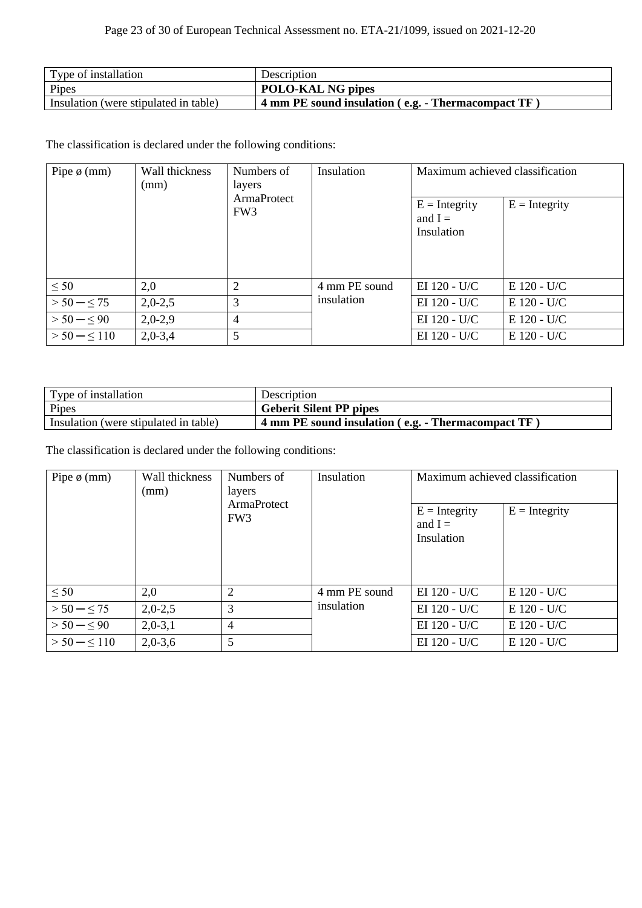| Type of installation | Description |
| --- | --- |
| Pipes | **POLO-KAL NG pipes** |
| Insulation (were stipulated in table) | **4 mm PE sound insulation ( e.g. - Thermacompact TF )** |

The classification is declared under the following conditions:

| Pipe ø (mm) | Wall thickness (mm) | Numbers of layers ArmaProtect FW3 | Insulation | Maximum achieved classification | |
| --- | --- | --- | --- | --- | --- |
| | | | | E = Integrity and I = Insulation | E = Integrity |
| ≤ 50 | 2,0 | 2 | 4 mm PE sound insulation | EI 120 - U/C | E 120 - U/C |
| > 50 ─ ≤ 75 | 2,0-2,5 | 3 | | EI 120 - U/C | E 120 - U/C |
| > 50 ─ ≤ 90 | 2,0-2,9 | 4 | | EI 120 - U/C | E 120 - U/C |
| > 50 ─ ≤ 110 | 2,0-3,4 | 5 | | EI 120 - U/C | E 120 - U/C |

| Type of installation | Description |
| --- | --- |
| Pipes | **Geberit Silent PP pipes** |
| Insulation (were stipulated in table) | **4 mm PE sound insulation ( e.g. - Thermacompact TF )** |

The classification is declared under the following conditions:

| Pipe ø (mm) | Wall thickness (mm) | Numbers of layers ArmaProtect FW3 | Insulation | Maximum achieved classification | |
| --- | --- | --- | --- | --- | --- |
| | | | | E = Integrity and I = Insulation | E = Integrity |
| ≤ 50 | 2,0 | 2 | 4 mm PE sound insulation | EI 120 - U/C | E 120 - U/C |
| > 50 ─ ≤ 75 | 2,0-2,5 | 3 | | EI 120 - U/C | E 120 - U/C |
| > 50 ─ ≤ 90 | 2,0-3,1 | 4 | | EI 120 - U/C | E 120 - U/C |
| > 50 ─ ≤ 110 | 2,0-3,6 | 5 | | EI 120 - U/C | E 120 - U/C |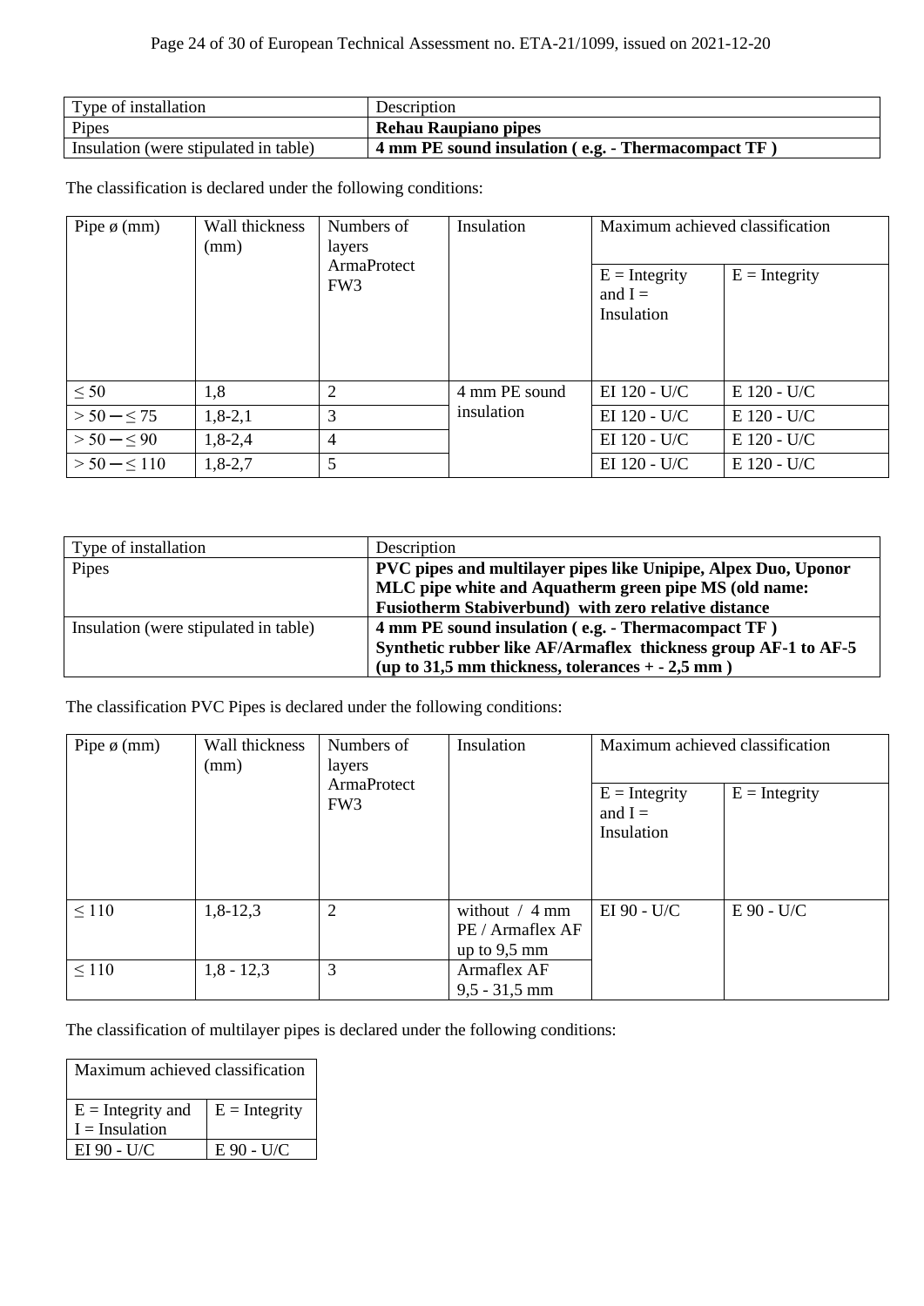| Type of installation | Description |
|---|---|
| Pipes | **Rehau Raupiano pipes** |
| Insulation (were stipulated in table) | **4 mm PE sound insulation ( e.g. - Thermacompact TF )** |

The classification is declared under the following conditions:

| Pipe ø (mm) | Wall thickness (mm) | Numbers of layers ArmaProtect FW3 | Insulation | Maximum achieved classification | |
|---|---|---|---|---|---|
| | | | | E = Integrity and I = Insulation | E = Integrity |
| ≤ 50 | 1,8 | 2 | 4 mm PE sound insulation | EI 120 - U/C | E 120 - U/C |
| > 50 – ≤ 75 | 1,8-2,1 | 3 | | EI 120 - U/C | E 120 - U/C |
| > 50 – ≤ 90 | 1,8-2,4 | 4 | | EI 120 - U/C | E 120 - U/C |
| > 50 – ≤ 110 | 1,8-2,7 | 5 | | EI 120 - U/C | E 120 - U/C |

| Type of installation | Description |
|---|---|
| Pipes | **PVC pipes and multilayer pipes like Unipipe, Alpex Duo, Uponor MLC pipe white and Aquatherm green pipe MS (old name: Fusiotherm Stabiverbund) with zero relative distance** |
| Insulation (were stipulated in table) | **4 mm PE sound insulation ( e.g. - Thermacompact TF ) Synthetic rubber like AF/Armaflex thickness group AF-1 to AF-5 (up to 31,5 mm thickness, tolerances + - 2,5 mm )** |

The classification PVC Pipes is declared under the following conditions:

| Pipe ø (mm) | Wall thickness (mm) | Numbers of layers ArmaProtect FW3 | Insulation | Maximum achieved classification | |
|---|---|---|---|---|---|
| | | | | E = Integrity and I = Insulation | E = Integrity |
| ≤ 110 | 1,8-12,3 | 2 | without / 4 mm PE / Armaflex AF up to 9,5 mm | EI 90 - U/C | E 90 - U/C |
| ≤ 110 | 1,8 - 12,3 | 3 | Armaflex AF 9,5 - 31,5 mm | | |

The classification of multilayer pipes is declared under the following conditions:

| Maximum achieved classification | |
|---|---|
| E = Integrity and I = Insulation | E = Integrity |
| EI 90 - U/C | E 90 - U/C |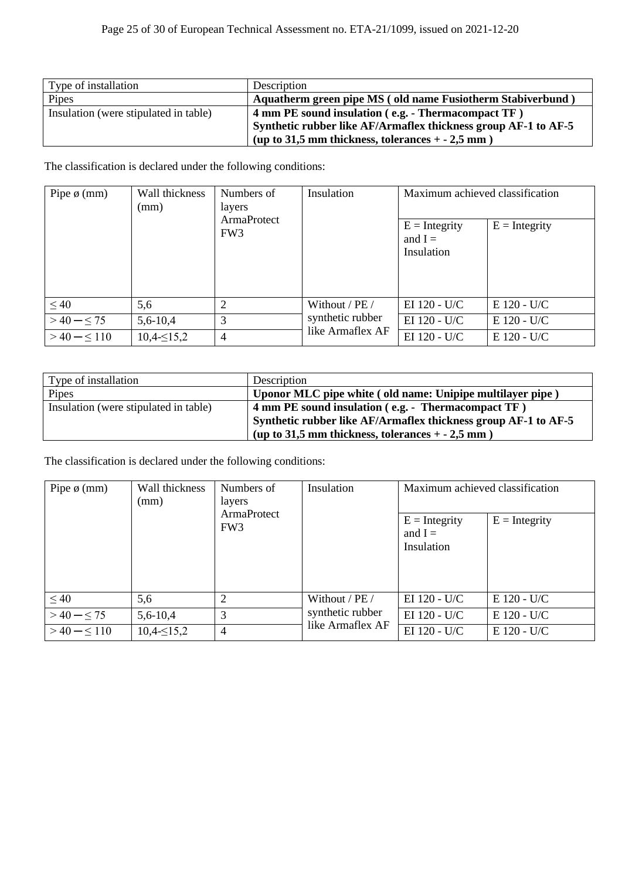| Type of installation | Description |
| --- | --- |
| Pipes | **Aquatherm green pipe MS ( old name Fusiotherm Stabiverbund )** |
| Insulation (were stipulated in table) | **4 mm PE sound insulation ( e.g. - Thermacompact TF )<br>Synthetic rubber like AF/Armaflex thickness group AF-1 to AF-5<br>(up to 31,5 mm thickness, tolerances + - 2,5 mm )** |

The classification is declared under the following conditions:

| Pipe ø (mm) | Wall thickness (mm) | Numbers of layers ArmaProtect FW3 | Insulation | Maximum achieved classification | |
| --- | --- | --- | --- | --- | --- |
| | | | | E = Integrity and I = Insulation | E = Integrity |
| ≤ 40 | 5,6 | 2 | Without / PE / synthetic rubber like Armaflex AF | EI 120 - U/C | E 120 - U/C |
| > 40 – ≤ 75 | 5,6-10,4 | 3 | | EI 120 - U/C | E 120 - U/C |
| > 40 – ≤ 110 | 10,4-≤15,2 | 4 | | EI 120 - U/C | E 120 - U/C |

| Type of installation | Description |
| --- | --- |
| Pipes | **Uponor MLC pipe white ( old name: Unipipe multilayer pipe )** |
| Insulation (were stipulated in table) | **4 mm PE sound insulation ( e.g. - Thermacompact TF )<br>Synthetic rubber like AF/Armaflex thickness group AF-1 to AF-5<br>(up to 31,5 mm thickness, tolerances + - 2,5 mm )** |

The classification is declared under the following conditions:

| Pipe ø (mm) | Wall thickness (mm) | Numbers of layers ArmaProtect FW3 | Insulation | Maximum achieved classification | |
| --- | --- | --- | --- | --- | --- |
| | | | | E = Integrity and I = Insulation | E = Integrity |
| ≤ 40 | 5,6 | 2 | Without / PE / synthetic rubber like Armaflex AF | EI 120 - U/C | E 120 - U/C |
| > 40 – ≤ 75 | 5,6-10,4 | 3 | | EI 120 - U/C | E 120 - U/C |
| > 40 – ≤ 110 | 10,4-≤15,2 | 4 | | EI 120 - U/C | E 120 - U/C |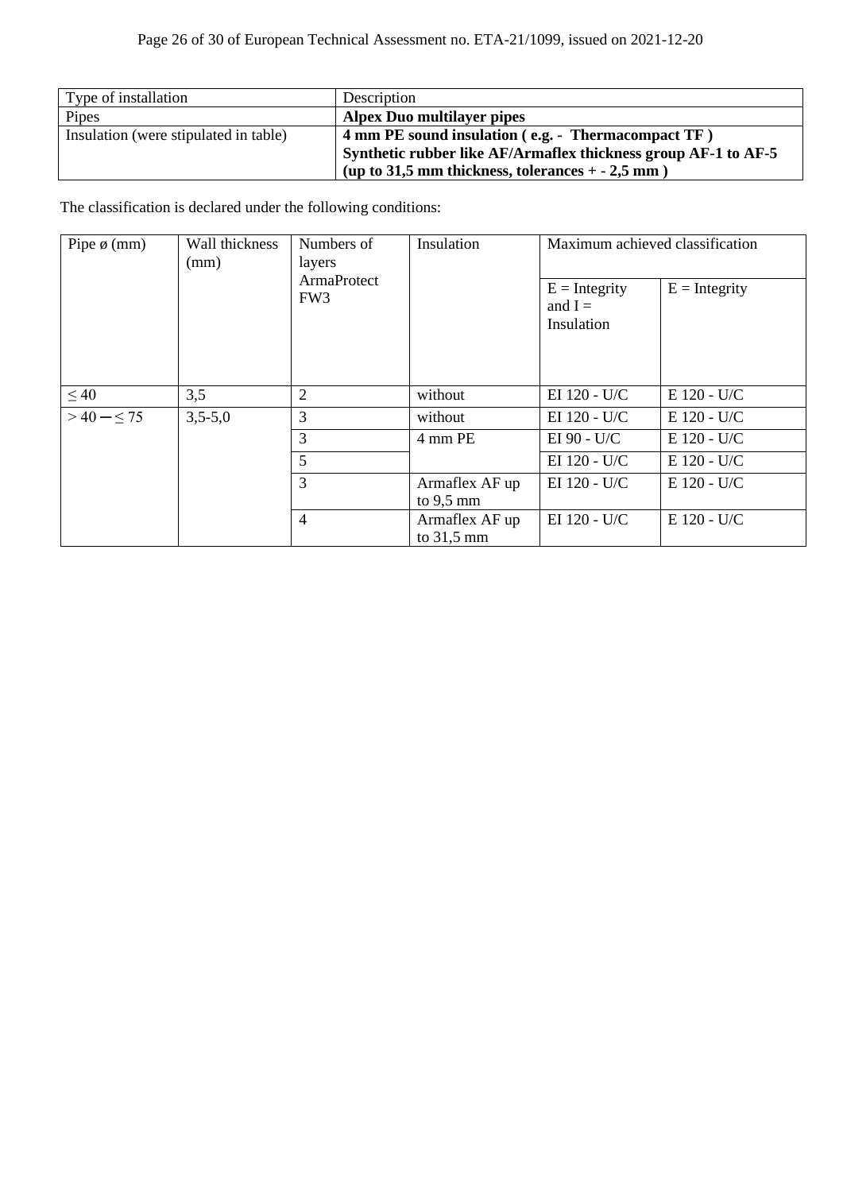| Type of installation | Description |
|---|---|
| Pipes | **Alpex Duo multilayer pipes** |
| Insulation (were stipulated in table) | **4 mm PE sound insulation ( e.g. - Thermacompact TF )**<br>**Synthetic rubber like AF/Armaflex thickness group AF-1 to AF-5**<br>**(up to 31,5 mm thickness, tolerances + - 2,5 mm )** |

The classification is declared under the following conditions:

| Pipe ø (mm) | Wall thickness (mm) | Numbers of layers ArmaProtect FW3 | Insulation | Maximum achieved classification | |
|---|---|---|---|---|---|
| | | | | E = Integrity and I = Insulation | E = Integrity |
| ≤ 40 | 3,5 | 2 | without | EI 120 - U/C | E 120 - U/C |
| > 40 ─ ≤ 75 | 3,5-5,0 | 3 | without | EI 120 - U/C | E 120 - U/C |
| | | 3 | 4 mm PE | EI 90 - U/C | E 120 - U/C |
| | | 5 | | EI 120 - U/C | E 120 - U/C |
| | | 3 | Armaflex AF up to 9,5 mm | EI 120 - U/C | E 120 - U/C |
| | | 4 | Armaflex AF up to 31,5 mm | EI 120 - U/C | E 120 - U/C |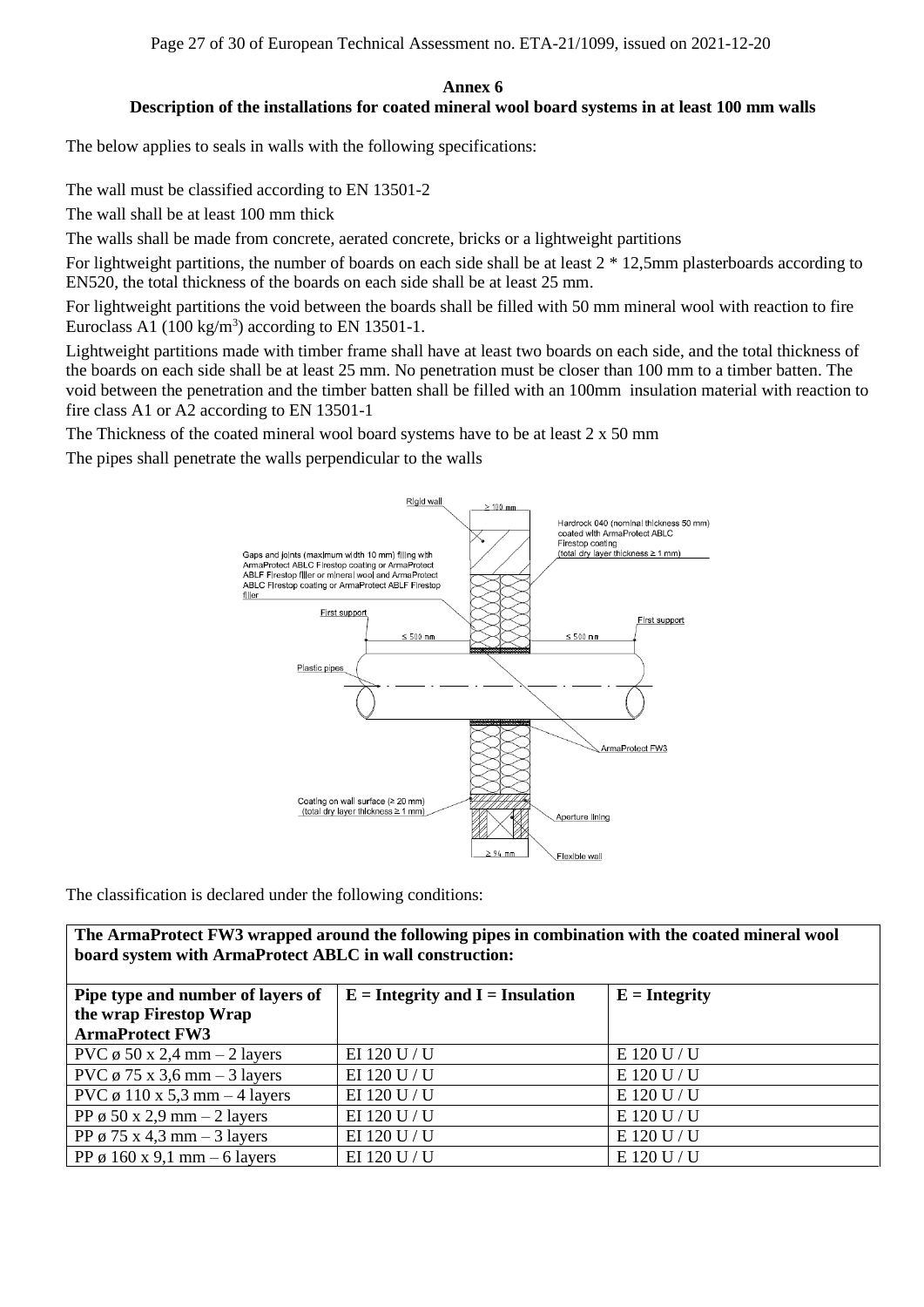# Annex 6

## Description of the installations for coated mineral wool board systems in at least 100 mm walls

The below applies to seals in walls with the following specifications:

The wall must be classified according to EN 13501-2

The wall shall be at least 100 mm thick

The walls shall be made from concrete, aerated concrete, bricks or a lightweight partitions

For lightweight partitions, the number of boards on each side shall be at least 2 * 12,5mm plasterboards according to EN520, the total thickness of the boards on each side shall be at least 25 mm.

For lightweight partitions the void between the boards shall be filled with 50 mm mineral wool with reaction to fire Euroclass A1 (100 kg/m$^3$) according to EN 13501-1.

Lightweight partitions made with timber frame shall have at least two boards on each side, and the total thickness of the boards on each side shall be at least 25 mm. No penetration must be closer than 100 mm to a timber batten. The void between the penetration and the timber batten shall be filled with an 100mm insulation material with reaction to fire class A1 or A2 according to EN 13501-1

The Thickness of the coated mineral wool board systems have to be at least 2 x 50 mm

The pipes shall penetrate the walls perpendicular to the walls

The classification is declared under the following conditions:

| The ArmaProtect FW3 wrapped around the following pipes in combination with the coated mineral wool board system with ArmaProtect ABLC in wall construction: | | |
|---|---|---|
| **Pipe type and number of layers of the wrap Firestop Wrap ArmaProtect FW3** | **E = Integrity and I = Insulation** | **E = Integrity** |
| PVC ø 50 x 2,4 mm – 2 layers | EI 120 U / U | E 120 U / U |
| PVC ø 75 x 3,6 mm – 3 layers | EI 120 U / U | E 120 U / U |
| PVC ø 110 x 5,3 mm – 4 layers | EI 120 U / U | E 120 U / U |
| PP ø 50 x 2,9 mm – 2 layers | EI 120 U / U | E 120 U / U |
| PP ø 75 x 4,3 mm – 3 layers | EI 120 U / U | E 120 U / U |
| PP ø 160 x 9,1 mm – 6 layers | EI 120 U / U | E 120 U / U |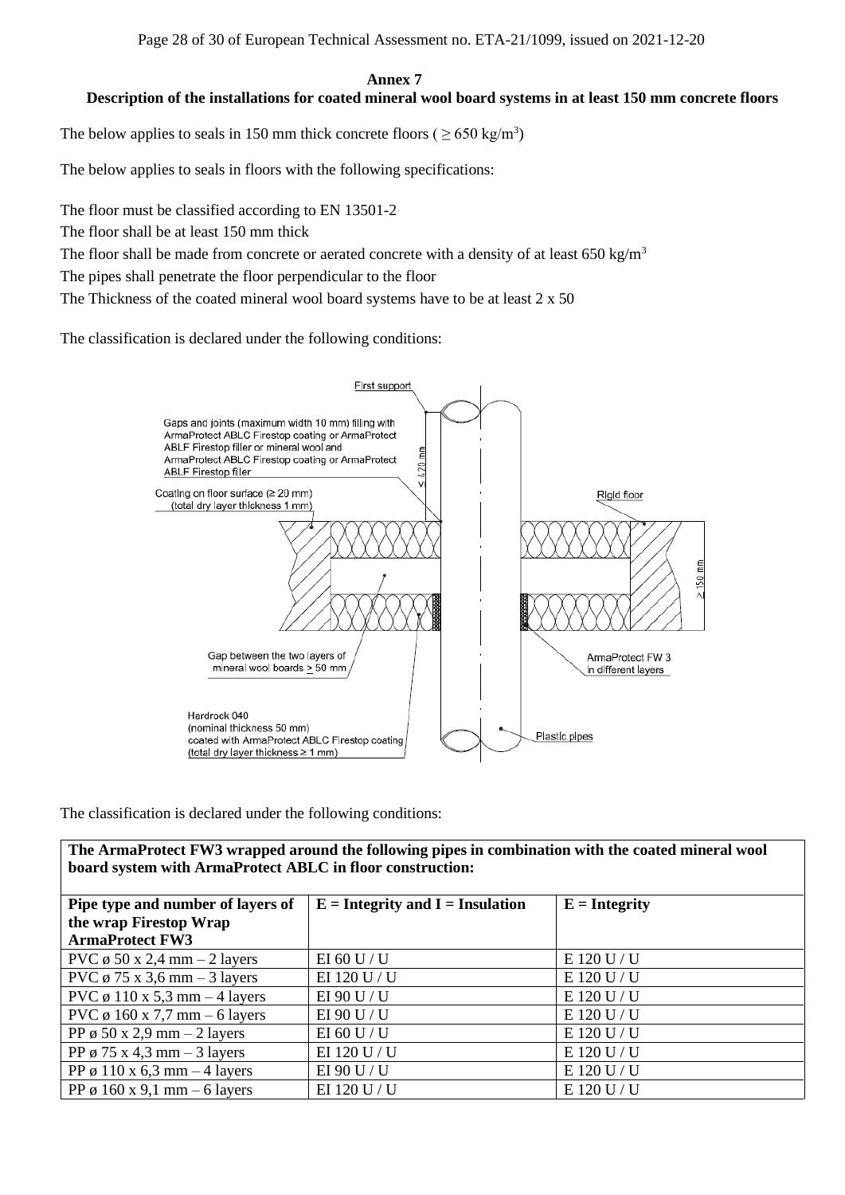## Annex 7

### Description of the installations for coated mineral wool board systems in at least 150 mm concrete floors

The below applies to seals in 150 mm thick concrete floors ( $\geq$ 650 kg/m$^3$)

The below applies to seals in floors with the following specifications:

The floor must be classified according to EN 13501-2

The floor shall be at least 150 mm thick

The floor shall be made from concrete or aerated concrete with a density of at least 650 kg/m$^3$

The pipes shall penetrate the floor perpendicular to the floor

The Thickness of the coated mineral wool board systems have to be at least 2 x 50

The classification is declared under the following conditions:

First support

Gaps and joints (maximum width 10 mm) filling with ArmaProtect ABLC Firestop coating or ArmaProtect ABLF Firestop filler or mineral wool and ArmaProtect ABLC Firestop coating or ArmaProtect ABLF Firestop filler

≤ 420 mm

Coating on floor surface (≥ 20 mm) (total dry layer thickness 1 mm)

Rigid floor

≥ 150 mm

Gap between the two layers of mineral wool boards ≥ 50 mm

ArmaProtect FW 3 in different layers

Hardrock 040 (nominal thickness 50 mm) coated with ArmaProtect ABLC Firestop coating (total dry layer thickness ≥ 1 mm)

Plastic pipes

The classification is declared under the following conditions:

**The ArmaProtect FW3 wrapped around the following pipes in combination with the coated mineral wool board system with ArmaProtect ABLC in floor construction:**

| Pipe type and number of layers of the wrap Firestop Wrap ArmaProtect FW3 | E = Integrity and I = Insulation | E = Integrity |
|---|---|---|
| PVC ø 50 x 2,4 mm – 2 layers | EI 60 U / U | E 120 U / U |
| PVC ø 75 x 3,6 mm – 3 layers | EI 120 U / U | E 120 U / U |
| PVC ø 110 x 5,3 mm – 4 layers | EI 90 U / U | E 120 U / U |
| PVC ø 160 x 7,7 mm – 6 layers | EI 90 U / U | E 120 U / U |
| PP ø 50 x 2,9 mm – 2 layers | EI 60 U / U | E 120 U / U |
| PP ø 75 x 4,3 mm – 3 layers | EI 120 U / U | E 120 U / U |
| PP ø 110 x 6,3 mm – 4 layers | EI 90 U / U | E 120 U / U |
| PP ø 160 x 9,1 mm – 6 layers | EI 120 U / U | E 120 U / U |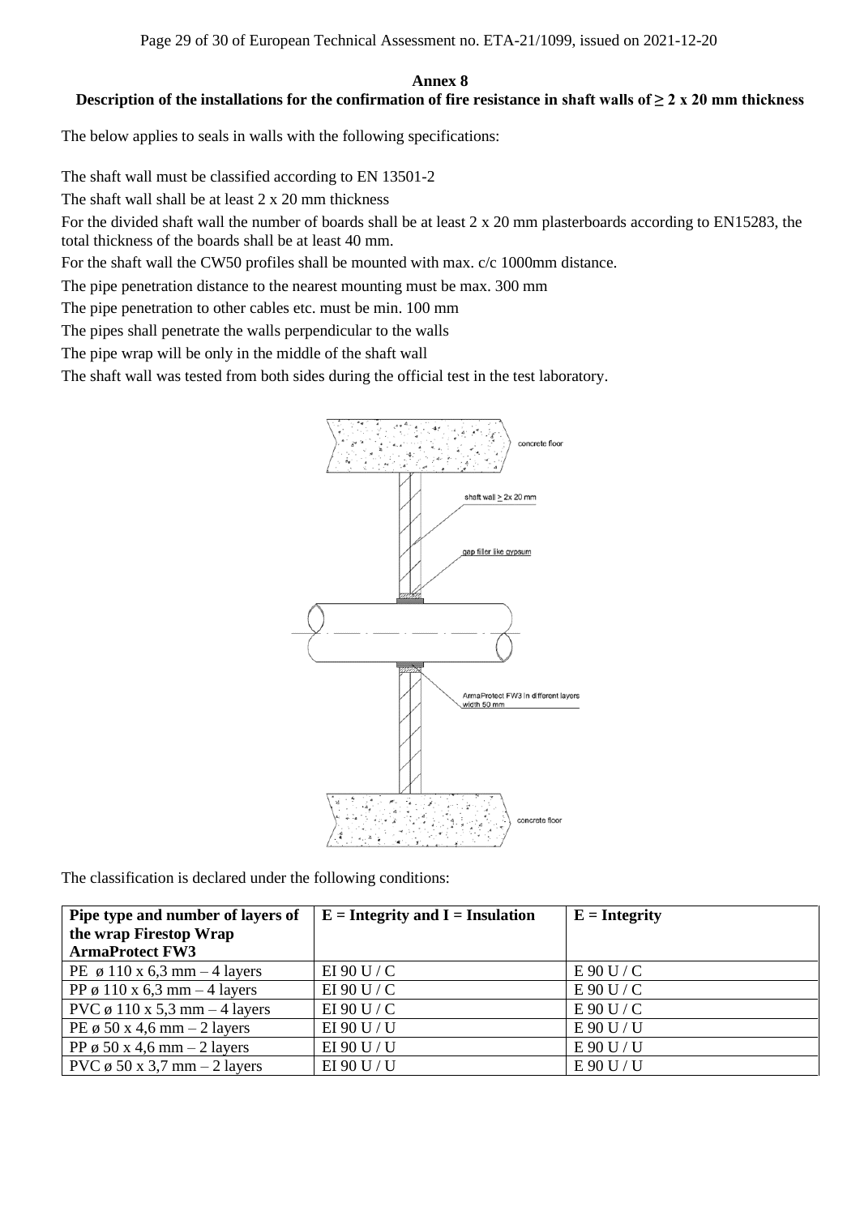## Annex 8

### Description of the installations for the confirmation of fire resistance in shaft walls of ≥ 2 x 20 mm thickness

The below applies to seals in walls with the following specifications:

The shaft wall must be classified according to EN 13501-2

The shaft wall shall be at least 2 x 20 mm thickness

For the divided shaft wall the number of boards shall be at least 2 x 20 mm plasterboards according to EN15283, the total thickness of the boards shall be at least 40 mm.

For the shaft wall the CW50 profiles shall be mounted with max. c/c 1000mm distance.

The pipe penetration distance to the nearest mounting must be max. 300 mm

The pipe penetration to other cables etc. must be min. 100 mm

The pipes shall penetrate the walls perpendicular to the walls

The pipe wrap will be only in the middle of the shaft wall

The shaft wall was tested from both sides during the official test in the test laboratory.

concrete floor

shaft wall ≥ 2x 20 mm

gap filler like gypsum

ArmaProtect FW3 in different layers width 50 mm

concrete floor

The classification is declared under the following conditions:

| Pipe type and number of layers of the wrap Firestop Wrap ArmaProtect FW3 | E = Integrity and I = Insulation | E = Integrity |
|---|---|---|
| PE ø 110 x 6,3 mm – 4 layers | EI 90 U / C | E 90 U / C |
| PP ø 110 x 6,3 mm – 4 layers | EI 90 U / C | E 90 U / C |
| PVC ø 110 x 5,3 mm – 4 layers | EI 90 U / C | E 90 U / C |
| PE ø 50 x 4,6 mm – 2 layers | EI 90 U / U | E 90 U / U |
| PP ø 50 x 4,6 mm – 2 layers | EI 90 U / U | E 90 U / U |
| PVC ø 50 x 3,7 mm – 2 layers | EI 90 U / U | E 90 U / U |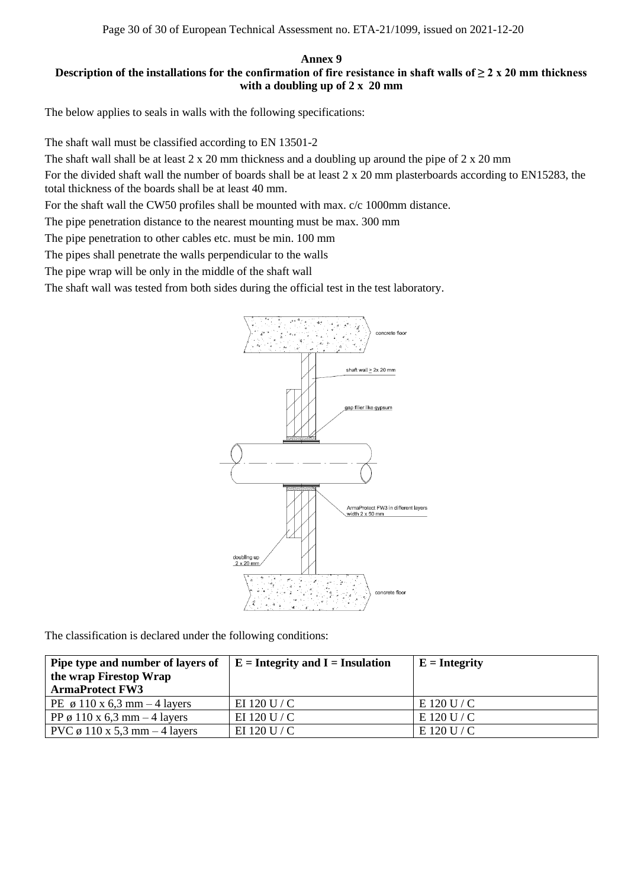## Annex 9

### Description of the installations for the confirmation of fire resistance in shaft walls of ≥ 2 x 20 mm thickness with a doubling up of 2 x 20 mm

The below applies to seals in walls with the following specifications:

The shaft wall must be classified according to EN 13501-2

The shaft wall shall be at least 2 x 20 mm thickness and a doubling up around the pipe of 2 x 20 mm

For the divided shaft wall the number of boards shall be at least 2 x 20 mm plasterboards according to EN15283, the total thickness of the boards shall be at least 40 mm.

For the shaft wall the CW50 profiles shall be mounted with max. c/c 1000mm distance.

The pipe penetration distance to the nearest mounting must be max. 300 mm

The pipe penetration to other cables etc. must be min. 100 mm

The pipes shall penetrate the walls perpendicular to the walls

The pipe wrap will be only in the middle of the shaft wall

The shaft wall was tested from both sides during the official test in the test laboratory.

concrete floor

shaft wall ≥ 2x 20 mm

gap filler like gypsum

ArmaProtect FW3 in different layers
width 2 x 50 mm

doubling up
2 x 20 mm

concrete floor

The classification is declared under the following conditions:

| Pipe type and number of layers of the wrap Firestop Wrap ArmaProtect FW3 | E = Integrity and I = Insulation | E = Integrity |
|---|---|---|
| PE ø 110 x 6,3 mm – 4 layers | EI 120 U / C | E 120 U / C |
| PP ø 110 x 6,3 mm – 4 layers | EI 120 U / C | E 120 U / C |
| PVC ø 110 x 5,3 mm – 4 layers | EI 120 U / C | E 120 U / C |